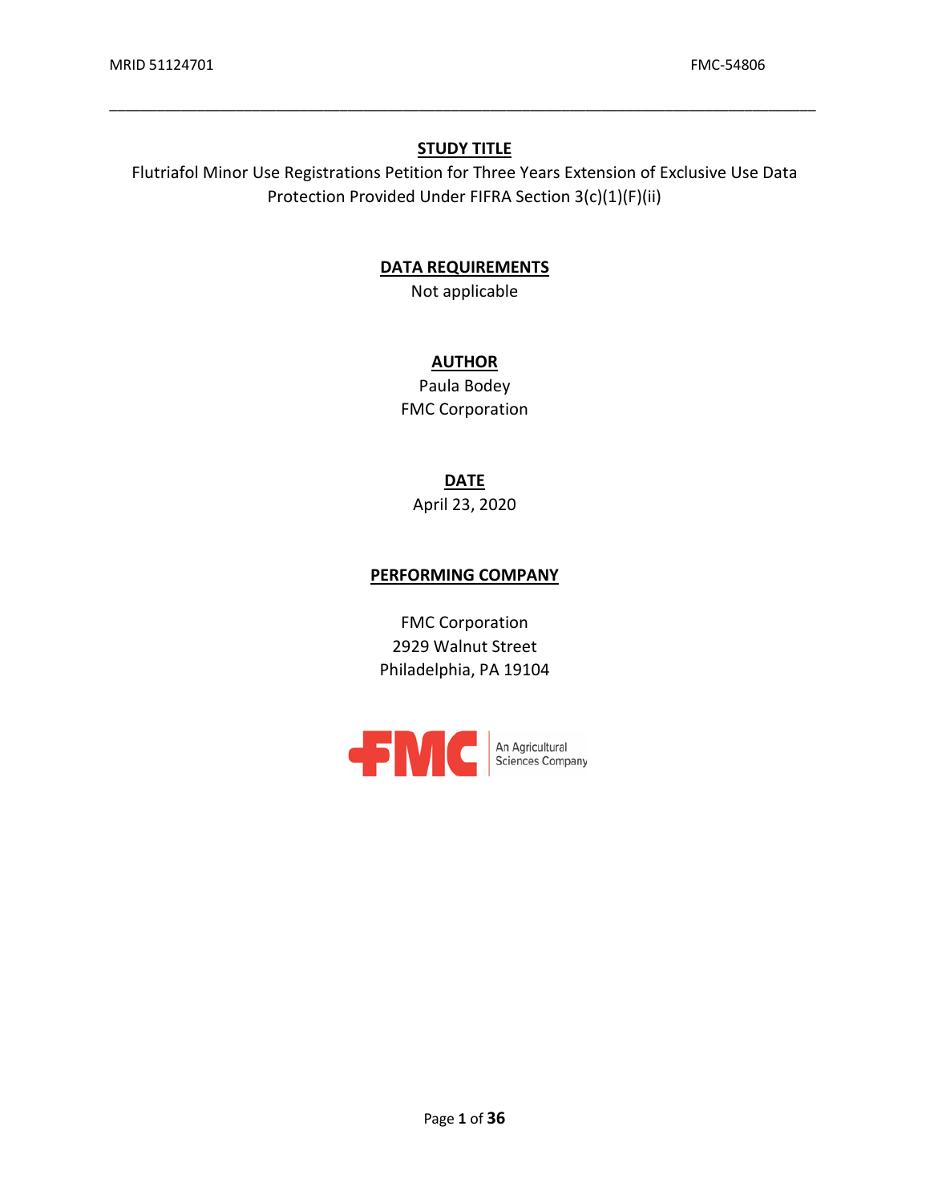MRID 51124701 FMC-54806

## STUDY TITLE

Flutriafol Minor Use Registrations Petition for Three Years Extension of Exclusive Use Data Protection Provided Under FIFRA Section 3(c)(1)(F)(ii)

## DATA REQUIREMENTS

Not applicable

## AUTHOR

Paula Bodey
FMC Corporation

## DATE

April 23, 2020

## PERFORMING COMPANY

FMC Corporation
2929 Walnut Street
Philadelphia, PA 19104

FMC An Agricultural Sciences Company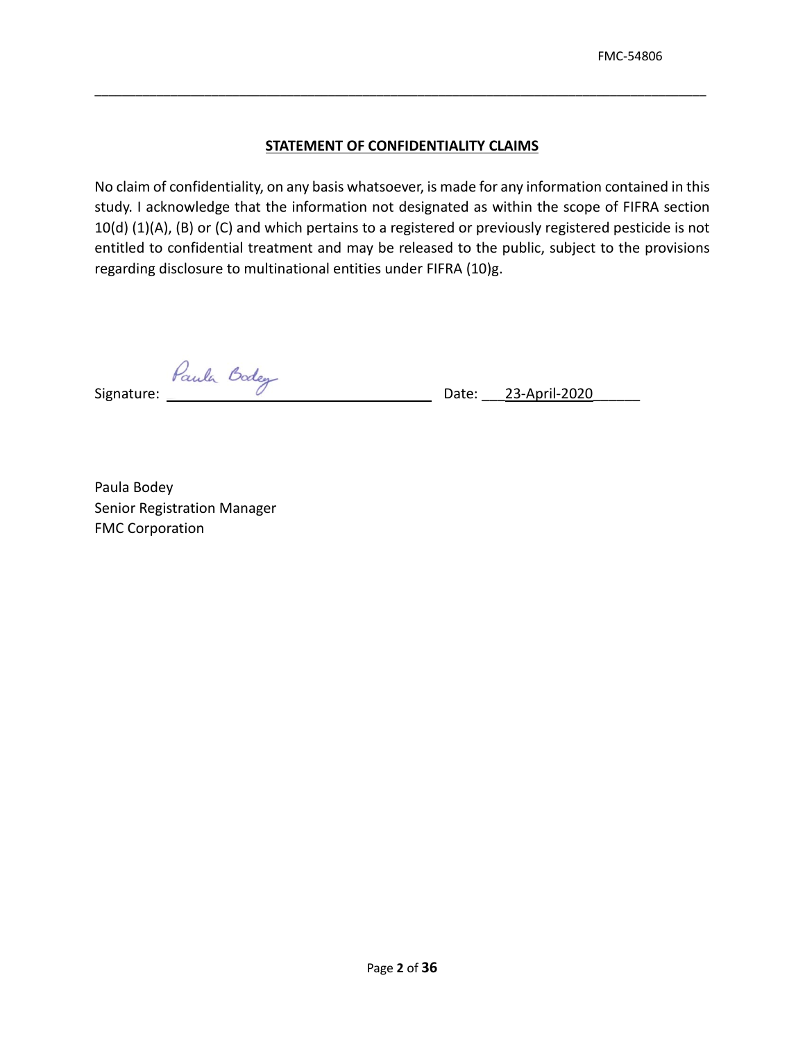## STATEMENT OF CONFIDENTIALITY CLAIMS

No claim of confidentiality, on any basis whatsoever, is made for any information contained in this study. I acknowledge that the information not designated as within the scope of FIFRA section 10(d) (1)(A), (B) or (C) and which pertains to a registered or previously registered pesticide is not entitled to confidential treatment and may be released to the public, subject to the provisions regarding disclosure to multinational entities under FIFRA (10)g.

Signature: Paula Bodey Date: 23-April-2020

Paula Bodey
Senior Registration Manager
FMC Corporation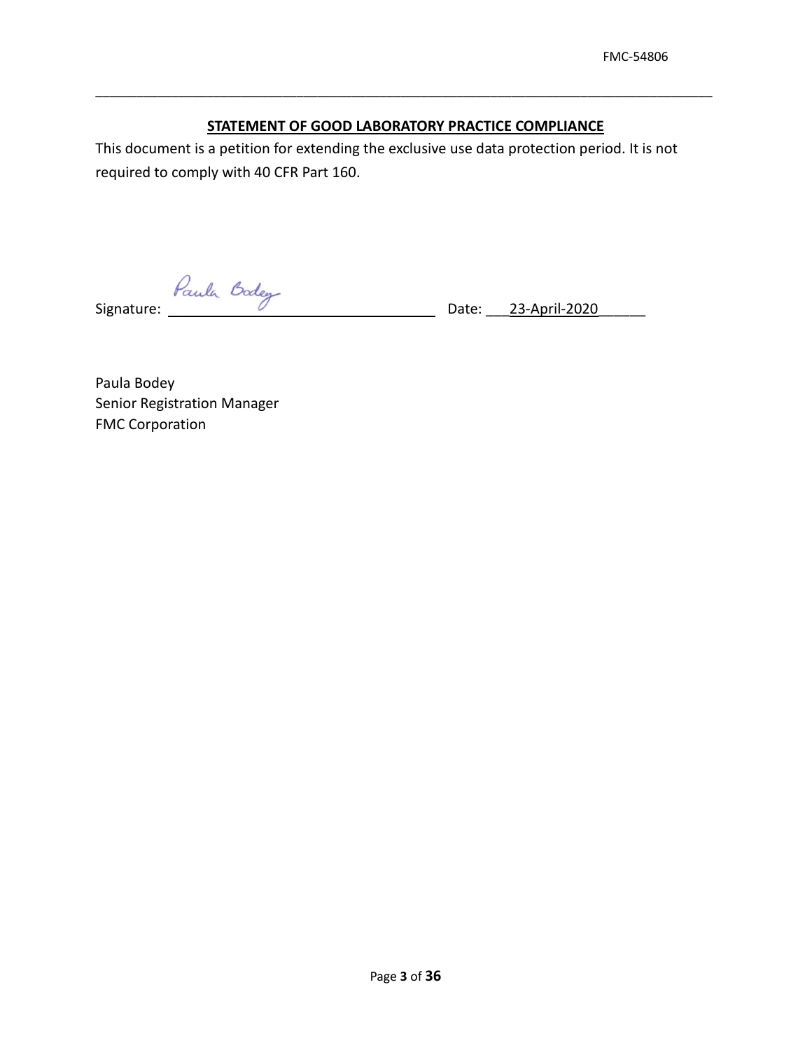## STATEMENT OF GOOD LABORATORY PRACTICE COMPLIANCE

This document is a petition for extending the exclusive use data protection period. It is not required to comply with 40 CFR Part 160.

Signature: Paula Bodey Date: 23-April-2020

Paula Bodey  
Senior Registration Manager  
FMC Corporation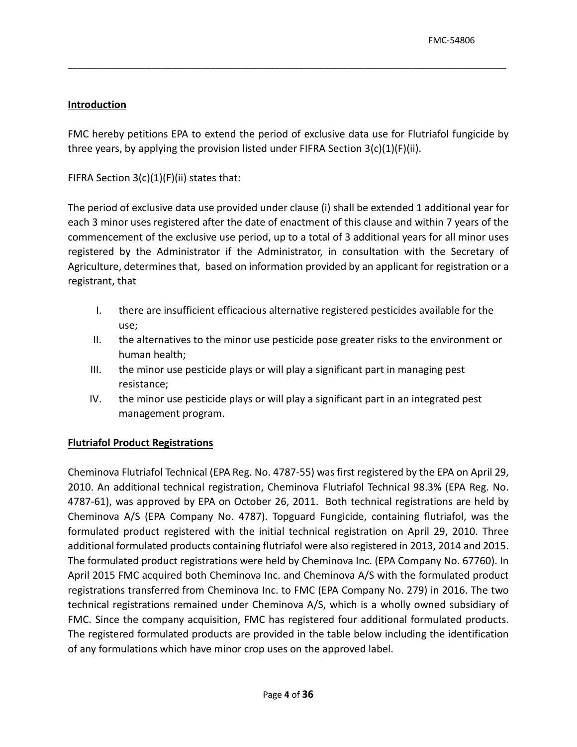## Introduction

FMC hereby petitions EPA to extend the period of exclusive data use for Flutriafol fungicide by three years, by applying the provision listed under FIFRA Section 3(c)(1)(F)(ii).

FIFRA Section 3(c)(1)(F)(ii) states that:

The period of exclusive data use provided under clause (i) shall be extended 1 additional year for each 3 minor uses registered after the date of enactment of this clause and within 7 years of the commencement of the exclusive use period, up to a total of 3 additional years for all minor uses registered by the Administrator if the Administrator, in consultation with the Secretary of Agriculture, determines that, based on information provided by an applicant for registration or a registrant, that

I. there are insufficient efficacious alternative registered pesticides available for the use;
II. the alternatives to the minor use pesticide pose greater risks to the environment or human health;
III. the minor use pesticide plays or will play a significant part in managing pest resistance;
IV. the minor use pesticide plays or will play a significant part in an integrated pest management program.

## Flutriafol Product Registrations

Cheminova Flutriafol Technical (EPA Reg. No. 4787-55) was first registered by the EPA on April 29, 2010. An additional technical registration, Cheminova Flutriafol Technical 98.3% (EPA Reg. No. 4787-61), was approved by EPA on October 26, 2011. Both technical registrations are held by Cheminova A/S (EPA Company No. 4787). Topguard Fungicide, containing flutriafol, was the formulated product registered with the initial technical registration on April 29, 2010. Three additional formulated products containing flutriafol were also registered in 2013, 2014 and 2015. The formulated product registrations were held by Cheminova Inc. (EPA Company No. 67760). In April 2015 FMC acquired both Cheminova Inc. and Cheminova A/S with the formulated product registrations transferred from Cheminova Inc. to FMC (EPA Company No. 279) in 2016. The two technical registrations remained under Cheminova A/S, which is a wholly owned subsidiary of FMC. Since the company acquisition, FMC has registered four additional formulated products. The registered formulated products are provided in the table below including the identification of any formulations which have minor crop uses on the approved label.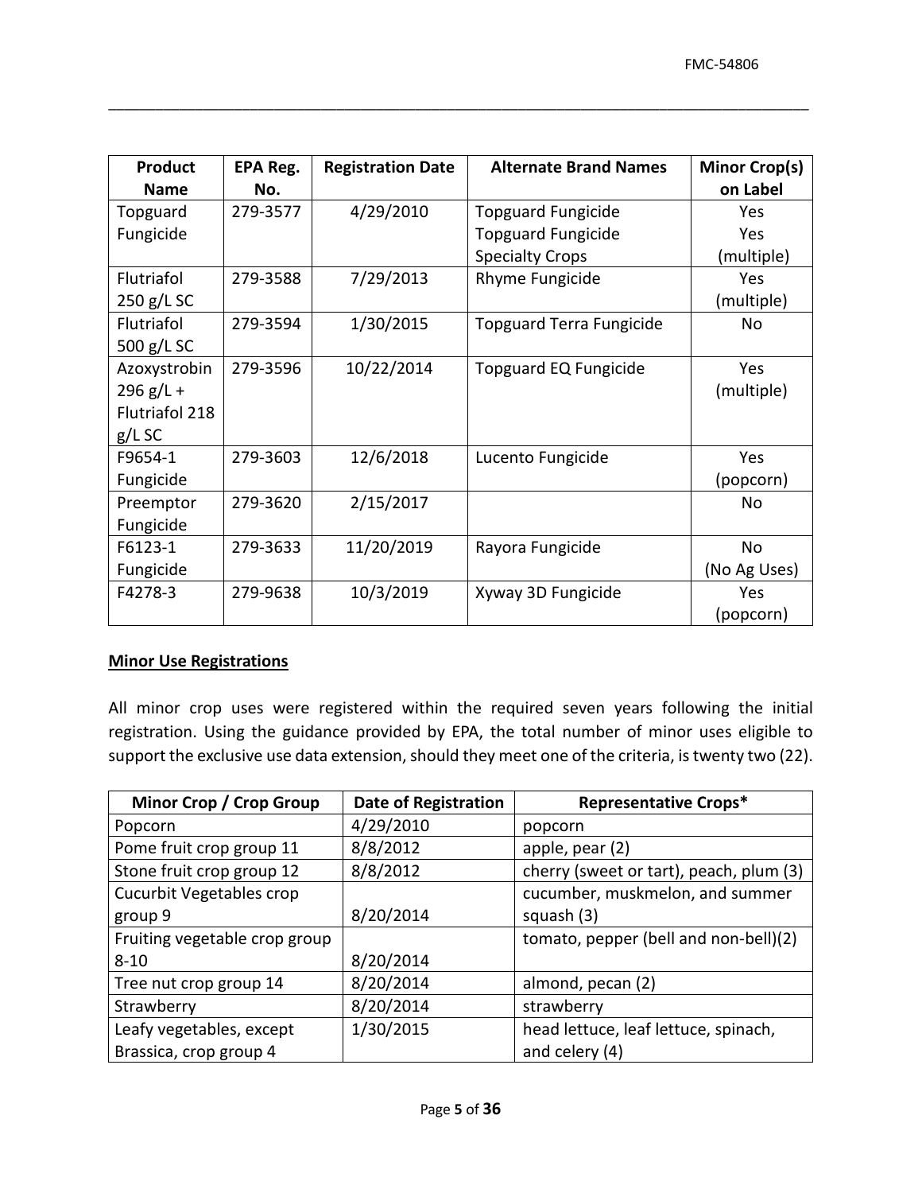| Product Name | EPA Reg. No. | Registration Date | Alternate Brand Names | Minor Crop(s) on Label |
|---|---|---|---|---|
| Topguard Fungicide | 279-3577 | 4/29/2010 | Topguard Fungicide<br>Topguard Fungicide Specialty Crops | Yes<br>Yes (multiple) |
| Flutriafol 250 g/L SC | 279-3588 | 7/29/2013 | Rhyme Fungicide | Yes (multiple) |
| Flutriafol 500 g/L SC | 279-3594 | 1/30/2015 | Topguard Terra Fungicide | No |
| Azoxystrobin 296 g/L + Flutriafol 218 g/L SC | 279-3596 | 10/22/2014 | Topguard EQ Fungicide | Yes (multiple) |
| F9654-1 Fungicide | 279-3603 | 12/6/2018 | Lucento Fungicide | Yes (popcorn) |
| Preemptor Fungicide | 279-3620 | 2/15/2017 | | No |
| F6123-1 Fungicide | 279-3633 | 11/20/2019 | Rayora Fungicide | No (No Ag Uses) |
| F4278-3 | 279-9638 | 10/3/2019 | Xyway 3D Fungicide | Yes (popcorn) |

**Minor Use Registrations**

All minor crop uses were registered within the required seven years following the initial registration. Using the guidance provided by EPA, the total number of minor uses eligible to support the exclusive use data extension, should they meet one of the criteria, is twenty two (22).

| Minor Crop / Crop Group | Date of Registration | Representative Crops* |
|---|---|---|
| Popcorn | 4/29/2010 | popcorn |
| Pome fruit crop group 11 | 8/8/2012 | apple, pear (2) |
| Stone fruit crop group 12 | 8/8/2012 | cherry (sweet or tart), peach, plum (3) |
| Cucurbit Vegetables crop group 9 | 8/20/2014 | cucumber, muskmelon, and summer squash (3) |
| Fruiting vegetable crop group 8-10 | 8/20/2014 | tomato, pepper (bell and non-bell)(2) |
| Tree nut crop group 14 | 8/20/2014 | almond, pecan (2) |
| Strawberry | 8/20/2014 | strawberry |
| Leafy vegetables, except Brassica, crop group 4 | 1/30/2015 | head lettuce, leaf lettuce, spinach, and celery (4) |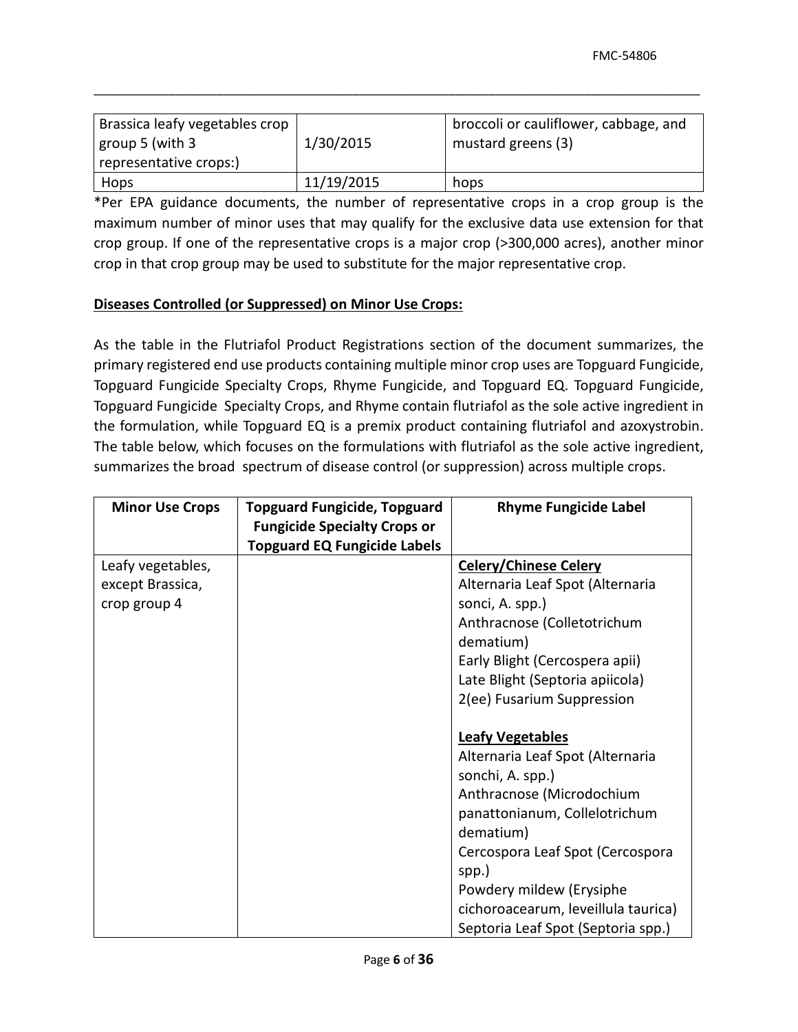| Brassica leafy vegetables crop group 5 (with 3 representative crops:) | 1/30/2015 | broccoli or cauliflower, cabbage, and mustard greens (3) |
| --- | --- | --- |
| Hops | 11/19/2015 | hops |

*Per EPA guidance documents, the number of representative crops in a crop group is the maximum number of minor uses that may qualify for the exclusive data use extension for that crop group. If one of the representative crops is a major crop (>300,000 acres), another minor crop in that crop group may be used to substitute for the major representative crop.

**Diseases Controlled (or Suppressed) on Minor Use Crops:**

As the table in the Flutriafol Product Registrations section of the document summarizes, the primary registered end use products containing multiple minor crop uses are Topguard Fungicide, Topguard Fungicide Specialty Crops, Rhyme Fungicide, and Topguard EQ. Topguard Fungicide, Topguard Fungicide Specialty Crops, and Rhyme contain flutriafol as the sole active ingredient in the formulation, while Topguard EQ is a premix product containing flutriafol and azoxystrobin. The table below, which focuses on the formulations with flutriafol as the sole active ingredient, summarizes the broad spectrum of disease control (or suppression) across multiple crops.

| Minor Use Crops | Topguard Fungicide, Topguard Fungicide Specialty Crops or Topguard EQ Fungicide Labels | Rhyme Fungicide Label |
| --- | --- | --- |
| Leafy vegetables, except Brassica, crop group 4 | | **Celery/Chinese Celery**<br>Alternaria Leaf Spot (Alternaria sonci, A. spp.)<br>Anthracnose (Colletotrichum dematium)<br>Early Blight (Cercospera apii)<br>Late Blight (Septoria apiicola)<br>2(ee) Fusarium Suppression<br><br>**Leafy Vegetables**<br>Alternaria Leaf Spot (Alternaria sonchi, A. spp.)<br>Anthracnose (Microdochium panattonianum, Collelotrichum dematium)<br>Cercospora Leaf Spot (Cercospora spp.)<br>Powdery mildew (Erysiphe cichoroacearum, leveillula taurica)<br>Septoria Leaf Spot (Septoria spp.) |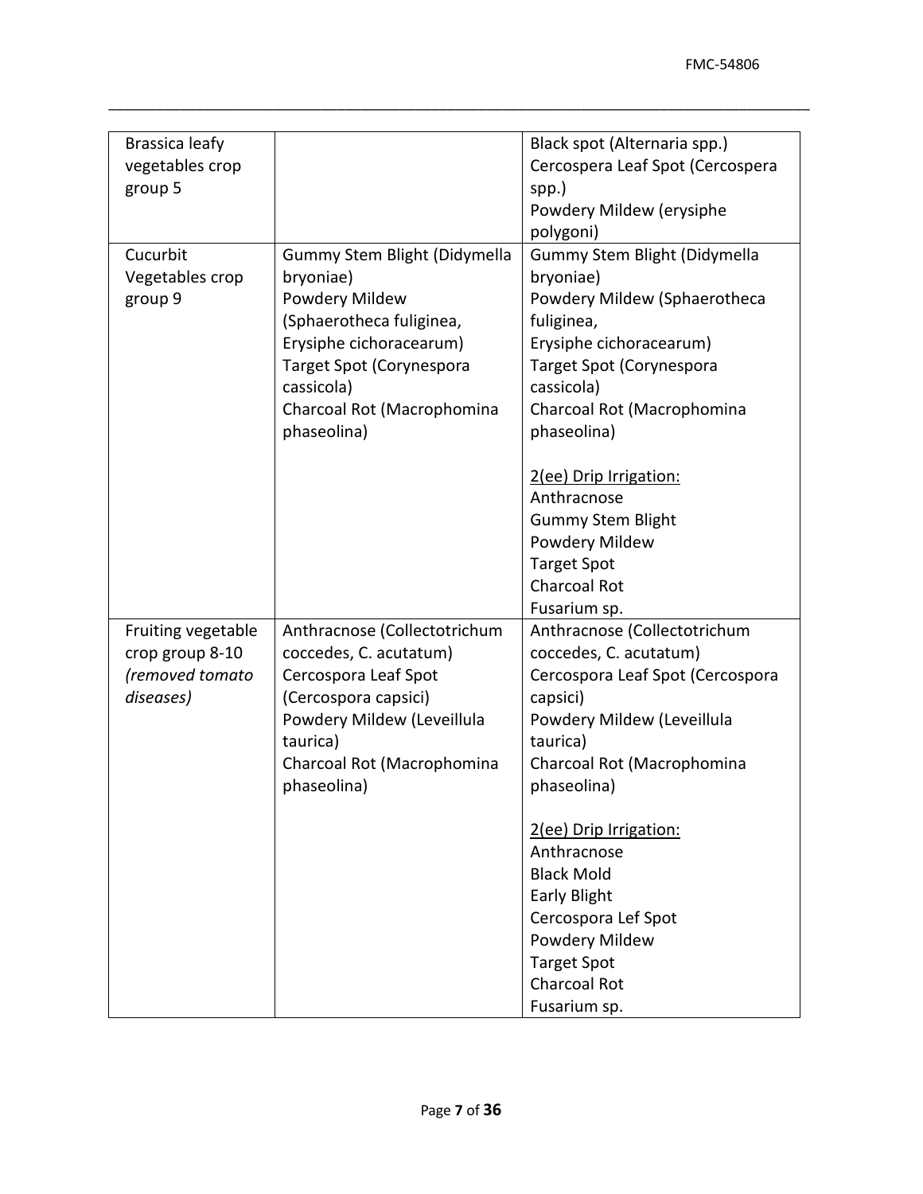| | | |
|---|---|---|
| Brassica leafy vegetables crop group 5 | | Black spot (Alternaria spp.)<br>Cercospera Leaf Spot (Cercospera spp.)<br>Powdery Mildew (erysiphe polygoni) |
| Cucurbit Vegetables crop group 9 | Gummy Stem Blight (Didymella bryoniae)<br>Powdery Mildew (Sphaerotheca fuliginea, Erysiphe cichoracearum)<br>Target Spot (Corynespora cassicola)<br>Charcoal Rot (Macrophomina phaseolina) | Gummy Stem Blight (Didymella bryoniae)<br>Powdery Mildew (Sphaerotheca fuliginea, Erysiphe cichoracearum)<br>Target Spot (Corynespora cassicola)<br>Charcoal Rot (Macrophomina phaseolina)<br><br><u>2(ee) Drip Irrigation:</u><br>Anthracnose<br>Gummy Stem Blight<br>Powdery Mildew<br>Target Spot<br>Charcoal Rot<br>Fusarium sp. |
| Fruiting vegetable crop group 8-10 *(removed tomato diseases)* | Anthracnose (Collectotrichum coccedes, C. acutatum)<br>Cercospora Leaf Spot (Cercospora capsici)<br>Powdery Mildew (Leveillula taurica)<br>Charcoal Rot (Macrophomina phaseolina) | Anthracnose (Collectotrichum coccedes, C. acutatum)<br>Cercospora Leaf Spot (Cercospora capsici)<br>Powdery Mildew (Leveillula taurica)<br>Charcoal Rot (Macrophomina phaseolina)<br><br><u>2(ee) Drip Irrigation:</u><br>Anthracnose<br>Black Mold<br>Early Blight<br>Cercospora Lef Spot<br>Powdery Mildew<br>Target Spot<br>Charcoal Rot<br>Fusarium sp. |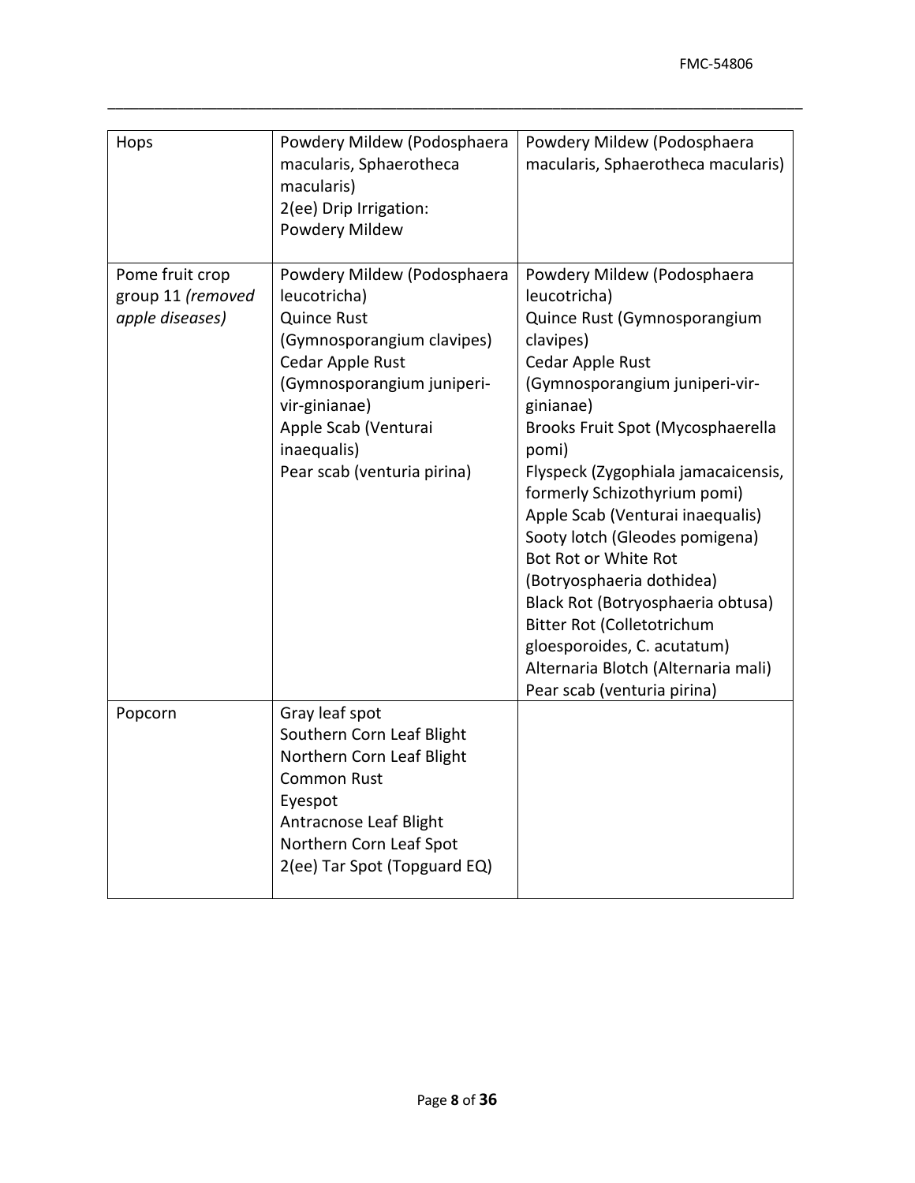| Hops | Powdery Mildew (Podosphaera macularis, Sphaerotheca macularis)<br>2(ee) Drip Irrigation: Powdery Mildew | Powdery Mildew (Podosphaera macularis, Sphaerotheca macularis) |
|---|---|---|
| Pome fruit crop group 11 *(removed apple diseases)* | Powdery Mildew (Podosphaera leucotricha)<br>Quince Rust (Gymnosporangium clavipes)<br>Cedar Apple Rust (Gymnosporangium juniperi-vir-ginianae)<br>Apple Scab (Venturai inaequalis)<br>Pear scab (venturia pirina) | Powdery Mildew (Podosphaera leucotricha)<br>Quince Rust (Gymnosporangium clavipes)<br>Cedar Apple Rust (Gymnosporangium juniperi-vir-ginianae)<br>Brooks Fruit Spot (Mycosphaerella pomi)<br>Flyspeck (Zygophiala jamacaicensis, formerly Schizothyrium pomi)<br>Apple Scab (Venturai inaequalis)<br>Sooty lotch (Gleodes pomigena)<br>Bot Rot or White Rot (Botryosphaeria dothidea)<br>Black Rot (Botryosphaeria obtusa)<br>Bitter Rot (Colletotrichum gloesporoides, C. acutatum)<br>Alternaria Blotch (Alternaria mali)<br>Pear scab (venturia pirina) |
| Popcorn | Gray leaf spot<br>Southern Corn Leaf Blight<br>Northern Corn Leaf Blight<br>Common Rust<br>Eyespot<br>Antracnose Leaf Blight<br>Northern Corn Leaf Spot<br>2(ee) Tar Spot (Topguard EQ) | |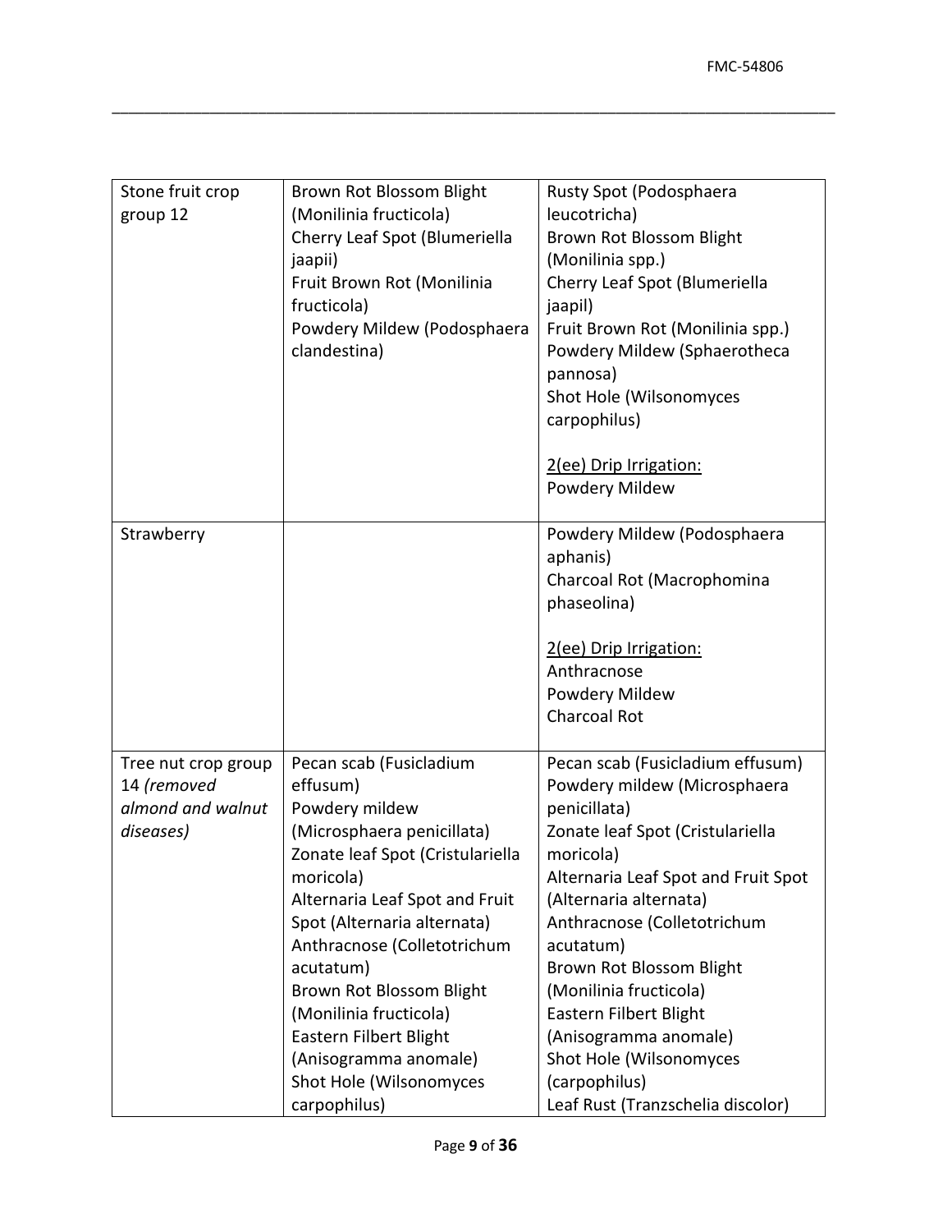| | | |
|---|---|---|
| Stone fruit crop group 12 | Brown Rot Blossom Blight (Monilinia fructicola)<br>Cherry Leaf Spot (Blumeriella jaapii)<br>Fruit Brown Rot (Monilinia fructicola)<br>Powdery Mildew (Podosphaera clandestina) | Rusty Spot (Podosphaera leucotricha)<br>Brown Rot Blossom Blight (Monilinia spp.)<br>Cherry Leaf Spot (Blumeriella jaapil)<br>Fruit Brown Rot (Monilinia spp.)<br>Powdery Mildew (Sphaerotheca pannosa)<br>Shot Hole (Wilsonomyces carpophilus)<br><br><u>2(ee) Drip Irrigation:</u><br>Powdery Mildew |
| Strawberry | | Powdery Mildew (Podosphaera aphanis)<br>Charcoal Rot (Macrophomina phaseolina)<br><br><u>2(ee) Drip Irrigation:</u><br>Anthracnose<br>Powdery Mildew<br>Charcoal Rot |
| Tree nut crop group 14 *(removed almond and walnut diseases)* | Pecan scab (Fusicladium effusum)<br>Powdery mildew (Microsphaera penicillata)<br>Zonate leaf Spot (Cristulariella moricola)<br>Alternaria Leaf Spot and Fruit Spot (Alternaria alternata)<br>Anthracnose (Colletotrichum acutatum)<br>Brown Rot Blossom Blight (Monilinia fructicola)<br>Eastern Filbert Blight (Anisogramma anomale)<br>Shot Hole (Wilsonomyces carpophilus) | Pecan scab (Fusicladium effusum)<br>Powdery mildew (Microsphaera penicillata)<br>Zonate leaf Spot (Cristulariella moricola)<br>Alternaria Leaf Spot and Fruit Spot (Alternaria alternata)<br>Anthracnose (Colletotrichum acutatum)<br>Brown Rot Blossom Blight (Monilinia fructicola)<br>Eastern Filbert Blight (Anisogramma anomale)<br>Shot Hole (Wilsonomyces (carpophilus)<br>Leaf Rust (Tranzschelia discolor) |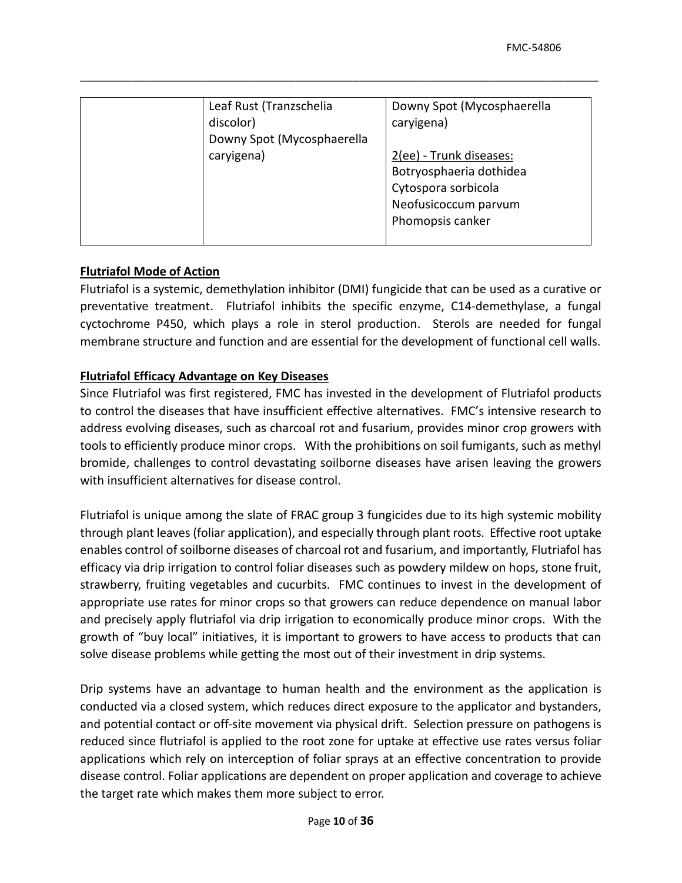| | Leaf Rust (Tranzschelia discolor)<br>Downy Spot (Mycosphaerella caryigena) | Downy Spot (Mycosphaerella caryigena)<br><br>2(ee) - Trunk diseases:<br>Botryosphaeria dothidea<br>Cytospora sorbicola<br>Neofusicoccum parvum<br>Phomopsis canker |
|---|---|---|

## Flutriafol Mode of Action

Flutriafol is a systemic, demethylation inhibitor (DMI) fungicide that can be used as a curative or preventative treatment. Flutriafol inhibits the specific enzyme, C14-demethylase, a fungal cyctochrome P450, which plays a role in sterol production. Sterols are needed for fungal membrane structure and function and are essential for the development of functional cell walls.

## Flutriafol Efficacy Advantage on Key Diseases

Since Flutriafol was first registered, FMC has invested in the development of Flutriafol products to control the diseases that have insufficient effective alternatives. FMC's intensive research to address evolving diseases, such as charcoal rot and fusarium, provides minor crop growers with tools to efficiently produce minor crops. With the prohibitions on soil fumigants, such as methyl bromide, challenges to control devastating soilborne diseases have arisen leaving the growers with insufficient alternatives for disease control.

Flutriafol is unique among the slate of FRAC group 3 fungicides due to its high systemic mobility through plant leaves (foliar application), and especially through plant roots. Effective root uptake enables control of soilborne diseases of charcoal rot and fusarium, and importantly, Flutriafol has efficacy via drip irrigation to control foliar diseases such as powdery mildew on hops, stone fruit, strawberry, fruiting vegetables and cucurbits. FMC continues to invest in the development of appropriate use rates for minor crops so that growers can reduce dependence on manual labor and precisely apply flutriafol via drip irrigation to economically produce minor crops. With the growth of "buy local" initiatives, it is important to growers to have access to products that can solve disease problems while getting the most out of their investment in drip systems.

Drip systems have an advantage to human health and the environment as the application is conducted via a closed system, which reduces direct exposure to the applicator and bystanders, and potential contact or off-site movement via physical drift. Selection pressure on pathogens is reduced since flutriafol is applied to the root zone for uptake at effective use rates versus foliar applications which rely on interception of foliar sprays at an effective concentration to provide disease control. Foliar applications are dependent on proper application and coverage to achieve the target rate which makes them more subject to error.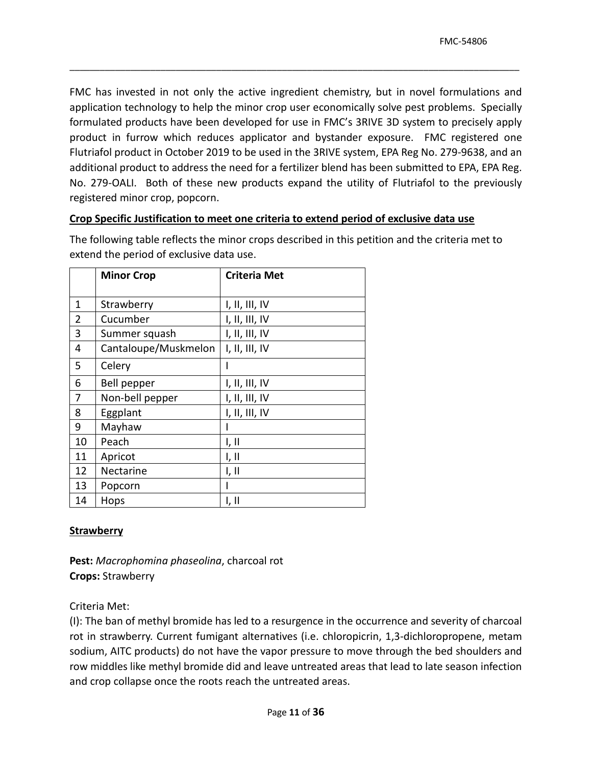FMC has invested in not only the active ingredient chemistry, but in novel formulations and application technology to help the minor crop user economically solve pest problems. Specially formulated products have been developed for use in FMC's 3RIVE 3D system to precisely apply product in furrow which reduces applicator and bystander exposure. FMC registered one Flutriafol product in October 2019 to be used in the 3RIVE system, EPA Reg No. 279-9638, and an additional product to address the need for a fertilizer blend has been submitted to EPA, EPA Reg. No. 279-OALI. Both of these new products expand the utility of Flutriafol to the previously registered minor crop, popcorn.

**Crop Specific Justification to meet one criteria to extend period of exclusive data use**

The following table reflects the minor crops described in this petition and the criteria met to extend the period of exclusive data use.

| | Minor Crop | Criteria Met |
|---|---|---|
| 1 | Strawberry | I, II, III, IV |
| 2 | Cucumber | I, II, III, IV |
| 3 | Summer squash | I, II, III, IV |
| 4 | Cantaloupe/Muskmelon | I, II, III, IV |
| 5 | Celery | I |
| 6 | Bell pepper | I, II, III, IV |
| 7 | Non-bell pepper | I, II, III, IV |
| 8 | Eggplant | I, II, III, IV |
| 9 | Mayhaw | I |
| 10 | Peach | I, II |
| 11 | Apricot | I, II |
| 12 | Nectarine | I, II |
| 13 | Popcorn | I |
| 14 | Hops | I, II |

**Strawberry**

**Pest:** *Macrophomina phaseolina*, charcoal rot
**Crops:** Strawberry

Criteria Met:
(I): The ban of methyl bromide has led to a resurgence in the occurrence and severity of charcoal rot in strawberry. Current fumigant alternatives (i.e. chloropicrin, 1,3-dichloropropene, metam sodium, AITC products) do not have the vapor pressure to move through the bed shoulders and row middles like methyl bromide did and leave untreated areas that lead to late season infection and crop collapse once the roots reach the untreated areas.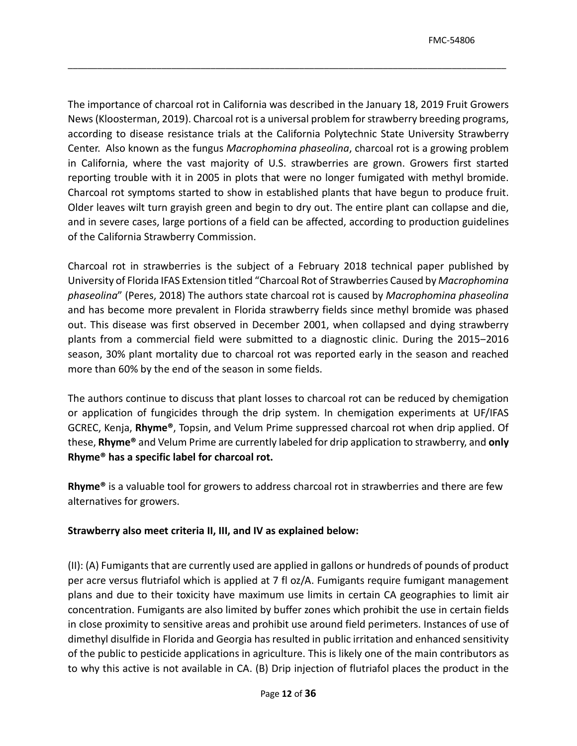The importance of charcoal rot in California was described in the January 18, 2019 Fruit Growers News (Kloosterman, 2019). Charcoal rot is a universal problem for strawberry breeding programs, according to disease resistance trials at the California Polytechnic State University Strawberry Center. Also known as the fungus *Macrophomina phaseolina*, charcoal rot is a growing problem in California, where the vast majority of U.S. strawberries are grown. Growers first started reporting trouble with it in 2005 in plots that were no longer fumigated with methyl bromide. Charcoal rot symptoms started to show in established plants that have begun to produce fruit. Older leaves wilt turn grayish green and begin to dry out. The entire plant can collapse and die, and in severe cases, large portions of a field can be affected, according to production guidelines of the California Strawberry Commission.

Charcoal rot in strawberries is the subject of a February 2018 technical paper published by University of Florida IFAS Extension titled "Charcoal Rot of Strawberries Caused by *Macrophomina phaseolina*" (Peres, 2018) The authors state charcoal rot is caused by *Macrophomina phaseolina* and has become more prevalent in Florida strawberry fields since methyl bromide was phased out. This disease was first observed in December 2001, when collapsed and dying strawberry plants from a commercial field were submitted to a diagnostic clinic. During the 2015–2016 season, 30% plant mortality due to charcoal rot was reported early in the season and reached more than 60% by the end of the season in some fields.

The authors continue to discuss that plant losses to charcoal rot can be reduced by chemigation or application of fungicides through the drip system. In chemigation experiments at UF/IFAS GCREC, Kenja, **Rhyme®**, Topsin, and Velum Prime suppressed charcoal rot when drip applied. Of these, **Rhyme®** and Velum Prime are currently labeled for drip application to strawberry, and **only Rhyme® has a specific label for charcoal rot.**

**Rhyme®** is a valuable tool for growers to address charcoal rot in strawberries and there are few alternatives for growers.

**Strawberry also meet criteria II, III, and IV as explained below:**

(II): (A) Fumigants that are currently used are applied in gallons or hundreds of pounds of product per acre versus flutriafol which is applied at 7 fl oz/A. Fumigants require fumigant management plans and due to their toxicity have maximum use limits in certain CA geographies to limit air concentration. Fumigants are also limited by buffer zones which prohibit the use in certain fields in close proximity to sensitive areas and prohibit use around field perimeters. Instances of use of dimethyl disulfide in Florida and Georgia has resulted in public irritation and enhanced sensitivity of the public to pesticide applications in agriculture. This is likely one of the main contributors as to why this active is not available in CA. (B) Drip injection of flutriafol places the product in the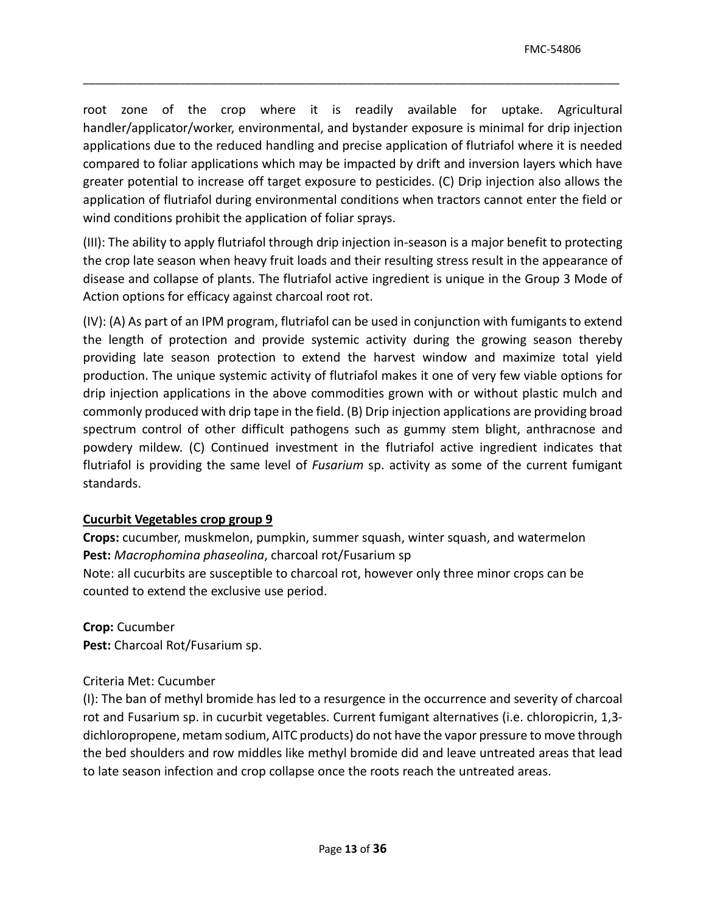root zone of the crop where it is readily available for uptake. Agricultural handler/applicator/worker, environmental, and bystander exposure is minimal for drip injection applications due to the reduced handling and precise application of flutriafol where it is needed compared to foliar applications which may be impacted by drift and inversion layers which have greater potential to increase off target exposure to pesticides. (C) Drip injection also allows the application of flutriafol during environmental conditions when tractors cannot enter the field or wind conditions prohibit the application of foliar sprays.

(III): The ability to apply flutriafol through drip injection in-season is a major benefit to protecting the crop late season when heavy fruit loads and their resulting stress result in the appearance of disease and collapse of plants. The flutriafol active ingredient is unique in the Group 3 Mode of Action options for efficacy against charcoal root rot.

(IV): (A) As part of an IPM program, flutriafol can be used in conjunction with fumigants to extend the length of protection and provide systemic activity during the growing season thereby providing late season protection to extend the harvest window and maximize total yield production. The unique systemic activity of flutriafol makes it one of very few viable options for drip injection applications in the above commodities grown with or without plastic mulch and commonly produced with drip tape in the field. (B) Drip injection applications are providing broad spectrum control of other difficult pathogens such as gummy stem blight, anthracnose and powdery mildew. (C) Continued investment in the flutriafol active ingredient indicates that flutriafol is providing the same level of *Fusarium* sp. activity as some of the current fumigant standards.

**Cucurbit Vegetables crop group 9**

**Crops:** cucumber, muskmelon, pumpkin, summer squash, winter squash, and watermelon
**Pest:** *Macrophomina phaseolina*, charcoal rot/Fusarium sp
Note: all cucurbits are susceptible to charcoal rot, however only three minor crops can be counted to extend the exclusive use period.

**Crop:** Cucumber
**Pest:** Charcoal Rot/Fusarium sp.

Criteria Met: Cucumber
(I): The ban of methyl bromide has led to a resurgence in the occurrence and severity of charcoal rot and Fusarium sp. in cucurbit vegetables. Current fumigant alternatives (i.e. chloropicrin, 1,3-dichloropropene, metam sodium, AITC products) do not have the vapor pressure to move through the bed shoulders and row middles like methyl bromide did and leave untreated areas that lead to late season infection and crop collapse once the roots reach the untreated areas.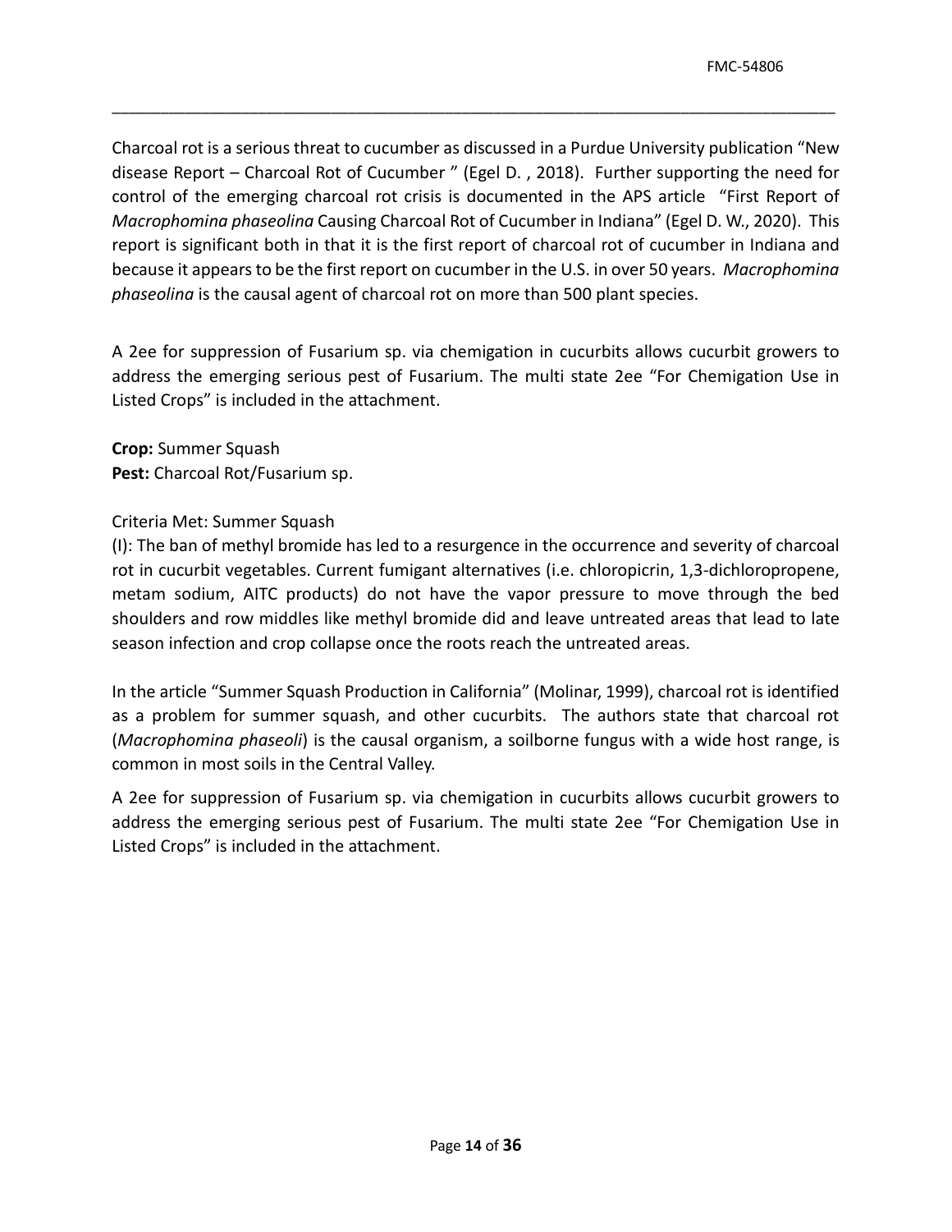Charcoal rot is a serious threat to cucumber as discussed in a Purdue University publication "New disease Report – Charcoal Rot of Cucumber " (Egel D. , 2018). Further supporting the need for control of the emerging charcoal rot crisis is documented in the APS article "First Report of *Macrophomina phaseolina* Causing Charcoal Rot of Cucumber in Indiana" (Egel D. W., 2020). This report is significant both in that it is the first report of charcoal rot of cucumber in Indiana and because it appears to be the first report on cucumber in the U.S. in over 50 years. *Macrophomina phaseolina* is the causal agent of charcoal rot on more than 500 plant species.

A 2ee for suppression of Fusarium sp. via chemigation in cucurbits allows cucurbit growers to address the emerging serious pest of Fusarium. The multi state 2ee "For Chemigation Use in Listed Crops" is included in the attachment.

**Crop:** Summer Squash
**Pest:** Charcoal Rot/Fusarium sp.

Criteria Met: Summer Squash
(I): The ban of methyl bromide has led to a resurgence in the occurrence and severity of charcoal rot in cucurbit vegetables. Current fumigant alternatives (i.e. chloropicrin, 1,3-dichloropropene, metam sodium, AITC products) do not have the vapor pressure to move through the bed shoulders and row middles like methyl bromide did and leave untreated areas that lead to late season infection and crop collapse once the roots reach the untreated areas.

In the article "Summer Squash Production in California" (Molinar, 1999), charcoal rot is identified as a problem for summer squash, and other cucurbits. The authors state that charcoal rot (*Macrophomina phaseoli*) is the causal organism, a soilborne fungus with a wide host range, is common in most soils in the Central Valley.

A 2ee for suppression of Fusarium sp. via chemigation in cucurbits allows cucurbit growers to address the emerging serious pest of Fusarium. The multi state 2ee "For Chemigation Use in Listed Crops" is included in the attachment.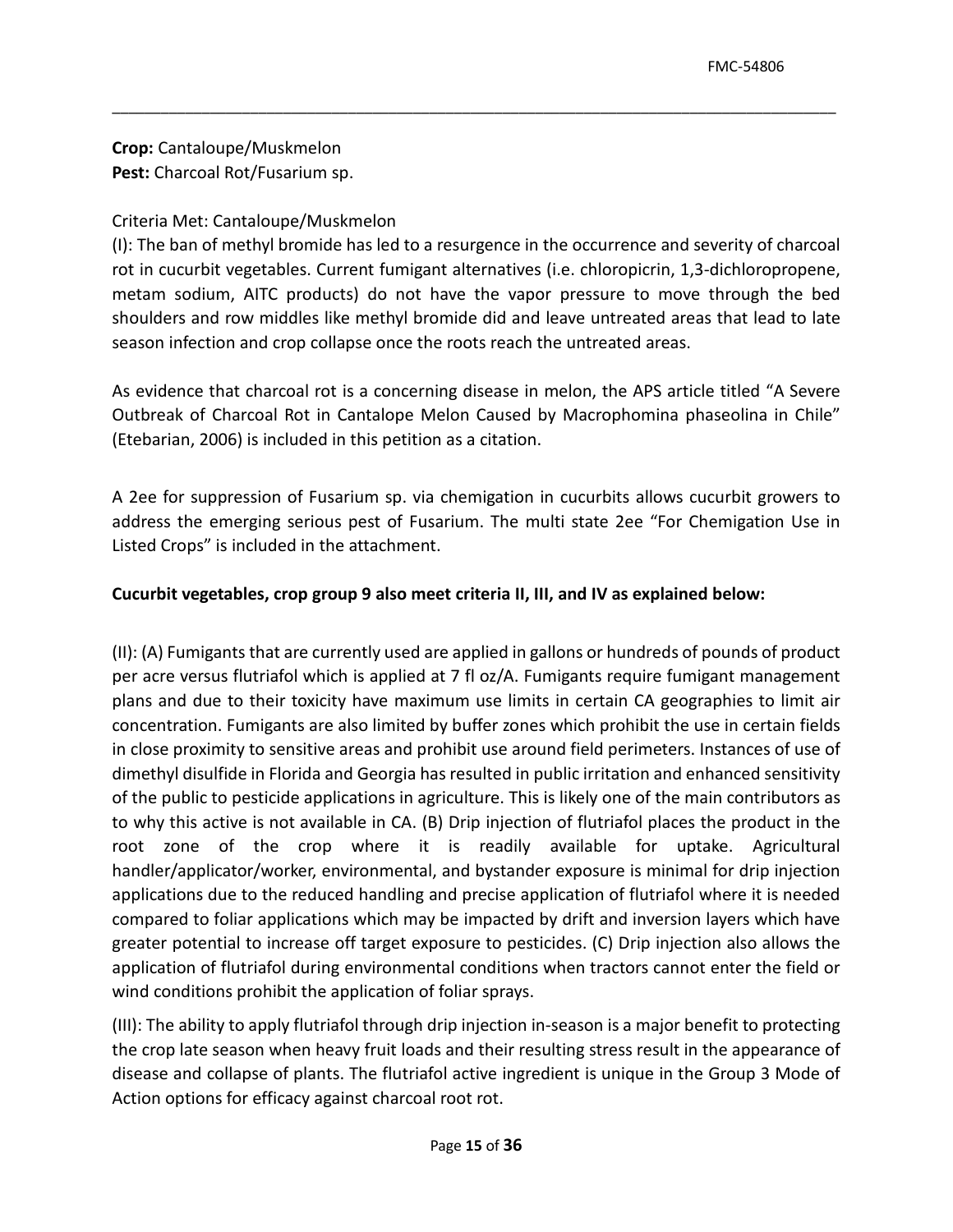**Crop:** Cantaloupe/Muskmelon
**Pest:** Charcoal Rot/Fusarium sp.

Criteria Met: Cantaloupe/Muskmelon

(I): The ban of methyl bromide has led to a resurgence in the occurrence and severity of charcoal rot in cucurbit vegetables. Current fumigant alternatives (i.e. chloropicrin, 1,3-dichloropropene, metam sodium, AITC products) do not have the vapor pressure to move through the bed shoulders and row middles like methyl bromide did and leave untreated areas that lead to late season infection and crop collapse once the roots reach the untreated areas.

As evidence that charcoal rot is a concerning disease in melon, the APS article titled "A Severe Outbreak of Charcoal Rot in Cantalope Melon Caused by Macrophomina phaseolina in Chile" (Etebarian, 2006) is included in this petition as a citation.

A 2ee for suppression of Fusarium sp. via chemigation in cucurbits allows cucurbit growers to address the emerging serious pest of Fusarium. The multi state 2ee "For Chemigation Use in Listed Crops" is included in the attachment.

**Cucurbit vegetables, crop group 9 also meet criteria II, III, and IV as explained below:**

(II): (A) Fumigants that are currently used are applied in gallons or hundreds of pounds of product per acre versus flutriafol which is applied at 7 fl oz/A. Fumigants require fumigant management plans and due to their toxicity have maximum use limits in certain CA geographies to limit air concentration. Fumigants are also limited by buffer zones which prohibit the use in certain fields in close proximity to sensitive areas and prohibit use around field perimeters. Instances of use of dimethyl disulfide in Florida and Georgia has resulted in public irritation and enhanced sensitivity of the public to pesticide applications in agriculture. This is likely one of the main contributors as to why this active is not available in CA. (B) Drip injection of flutriafol places the product in the root zone of the crop where it is readily available for uptake. Agricultural handler/applicator/worker, environmental, and bystander exposure is minimal for drip injection applications due to the reduced handling and precise application of flutriafol where it is needed compared to foliar applications which may be impacted by drift and inversion layers which have greater potential to increase off target exposure to pesticides. (C) Drip injection also allows the application of flutriafol during environmental conditions when tractors cannot enter the field or wind conditions prohibit the application of foliar sprays.

(III): The ability to apply flutriafol through drip injection in-season is a major benefit to protecting the crop late season when heavy fruit loads and their resulting stress result in the appearance of disease and collapse of plants. The flutriafol active ingredient is unique in the Group 3 Mode of Action options for efficacy against charcoal root rot.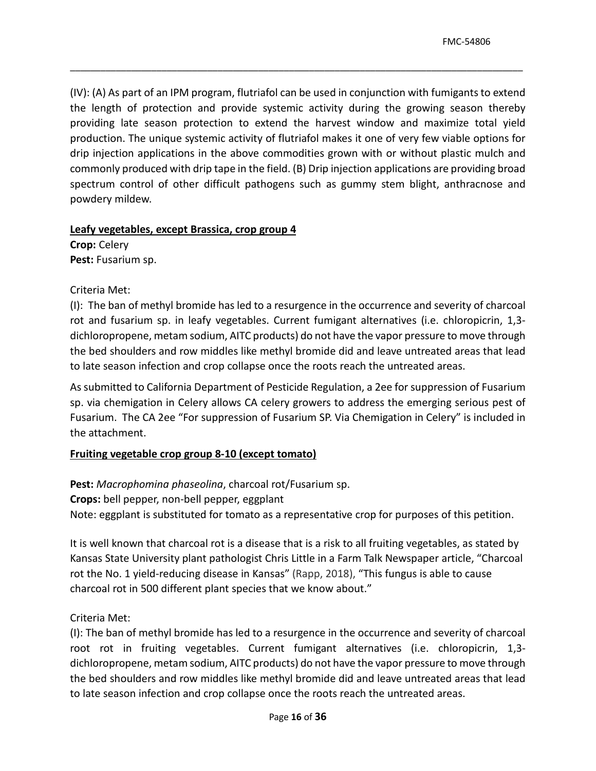(IV): (A) As part of an IPM program, flutriafol can be used in conjunction with fumigants to extend the length of protection and provide systemic activity during the growing season thereby providing late season protection to extend the harvest window and maximize total yield production. The unique systemic activity of flutriafol makes it one of very few viable options for drip injection applications in the above commodities grown with or without plastic mulch and commonly produced with drip tape in the field. (B) Drip injection applications are providing broad spectrum control of other difficult pathogens such as gummy stem blight, anthracnose and powdery mildew.

**Leafy vegetables, except Brassica, crop group 4**

**Crop:** Celery
**Pest:** Fusarium sp.

Criteria Met:

(I): The ban of methyl bromide has led to a resurgence in the occurrence and severity of charcoal rot and fusarium sp. in leafy vegetables. Current fumigant alternatives (i.e. chloropicrin, 1,3-dichloropropene, metam sodium, AITC products) do not have the vapor pressure to move through the bed shoulders and row middles like methyl bromide did and leave untreated areas that lead to late season infection and crop collapse once the roots reach the untreated areas.

As submitted to California Department of Pesticide Regulation, a 2ee for suppression of Fusarium sp. via chemigation in Celery allows CA celery growers to address the emerging serious pest of Fusarium. The CA 2ee "For suppression of Fusarium SP. Via Chemigation in Celery" is included in the attachment.

**Fruiting vegetable crop group 8-10 (except tomato)**

**Pest:** *Macrophomina phaseolina*, charcoal rot/Fusarium sp.
**Crops:** bell pepper, non-bell pepper, eggplant
Note: eggplant is substituted for tomato as a representative crop for purposes of this petition.

It is well known that charcoal rot is a disease that is a risk to all fruiting vegetables, as stated by Kansas State University plant pathologist Chris Little in a Farm Talk Newspaper article, "Charcoal rot the No. 1 yield-reducing disease in Kansas" (Rapp, 2018), "This fungus is able to cause charcoal rot in 500 different plant species that we know about."

Criteria Met:

(I): The ban of methyl bromide has led to a resurgence in the occurrence and severity of charcoal root rot in fruiting vegetables. Current fumigant alternatives (i.e. chloropicrin, 1,3-dichloropropene, metam sodium, AITC products) do not have the vapor pressure to move through the bed shoulders and row middles like methyl bromide did and leave untreated areas that lead to late season infection and crop collapse once the roots reach the untreated areas.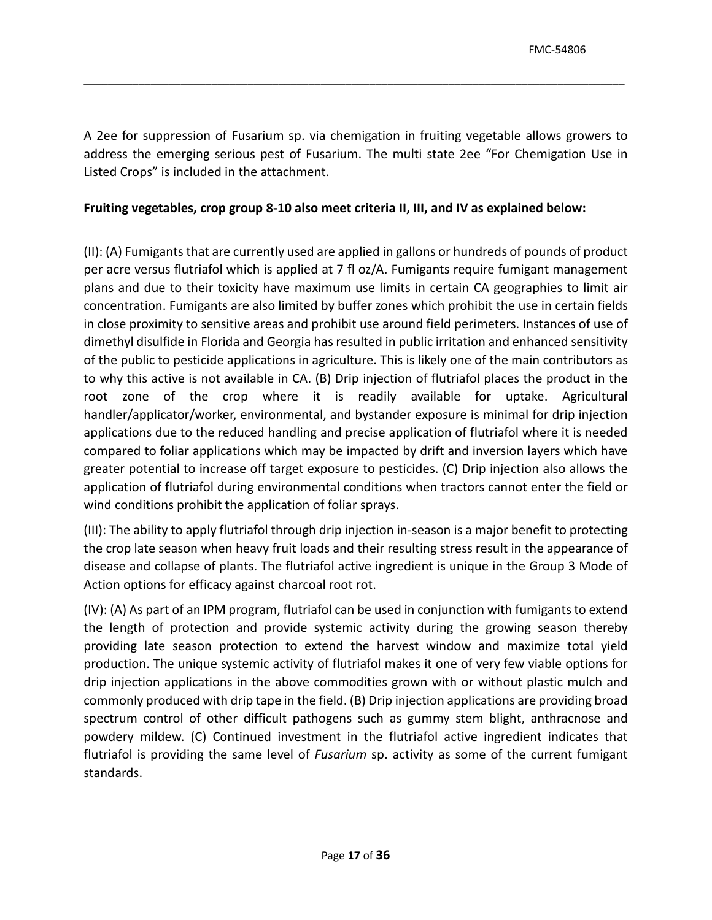A 2ee for suppression of Fusarium sp. via chemigation in fruiting vegetable allows growers to address the emerging serious pest of Fusarium. The multi state 2ee "For Chemigation Use in Listed Crops" is included in the attachment.

**Fruiting vegetables, crop group 8-10 also meet criteria II, III, and IV as explained below:**

(II): (A) Fumigants that are currently used are applied in gallons or hundreds of pounds of product per acre versus flutriafol which is applied at 7 fl oz/A. Fumigants require fumigant management plans and due to their toxicity have maximum use limits in certain CA geographies to limit air concentration. Fumigants are also limited by buffer zones which prohibit the use in certain fields in close proximity to sensitive areas and prohibit use around field perimeters. Instances of use of dimethyl disulfide in Florida and Georgia has resulted in public irritation and enhanced sensitivity of the public to pesticide applications in agriculture. This is likely one of the main contributors as to why this active is not available in CA. (B) Drip injection of flutriafol places the product in the root zone of the crop where it is readily available for uptake. Agricultural handler/applicator/worker, environmental, and bystander exposure is minimal for drip injection applications due to the reduced handling and precise application of flutriafol where it is needed compared to foliar applications which may be impacted by drift and inversion layers which have greater potential to increase off target exposure to pesticides. (C) Drip injection also allows the application of flutriafol during environmental conditions when tractors cannot enter the field or wind conditions prohibit the application of foliar sprays.

(III): The ability to apply flutriafol through drip injection in-season is a major benefit to protecting the crop late season when heavy fruit loads and their resulting stress result in the appearance of disease and collapse of plants. The flutriafol active ingredient is unique in the Group 3 Mode of Action options for efficacy against charcoal root rot.

(IV): (A) As part of an IPM program, flutriafol can be used in conjunction with fumigants to extend the length of protection and provide systemic activity during the growing season thereby providing late season protection to extend the harvest window and maximize total yield production. The unique systemic activity of flutriafol makes it one of very few viable options for drip injection applications in the above commodities grown with or without plastic mulch and commonly produced with drip tape in the field. (B) Drip injection applications are providing broad spectrum control of other difficult pathogens such as gummy stem blight, anthracnose and powdery mildew. (C) Continued investment in the flutriafol active ingredient indicates that flutriafol is providing the same level of *Fusarium* sp. activity as some of the current fumigant standards.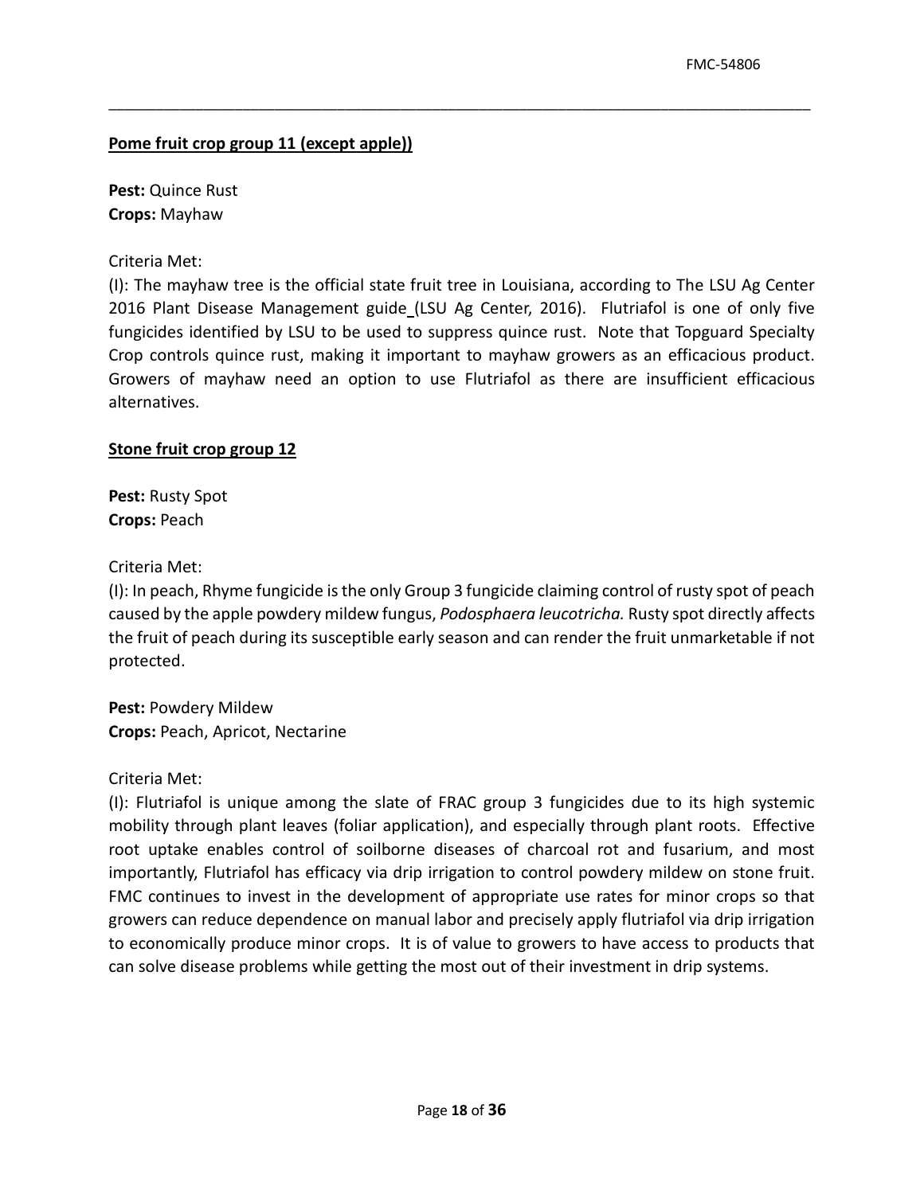**Pome fruit crop group 11 (except apple))**

**Pest:** Quince Rust
**Crops:** Mayhaw

Criteria Met:

(I): The mayhaw tree is the official state fruit tree in Louisiana, according to The LSU Ag Center 2016 Plant Disease Management guide (LSU Ag Center, 2016). Flutriafol is one of only five fungicides identified by LSU to be used to suppress quince rust. Note that Topguard Specialty Crop controls quince rust, making it important to mayhaw growers as an efficacious product. Growers of mayhaw need an option to use Flutriafol as there are insufficient efficacious alternatives.

**Stone fruit crop group 12**

**Pest:** Rusty Spot
**Crops:** Peach

Criteria Met:

(I): In peach, Rhyme fungicide is the only Group 3 fungicide claiming control of rusty spot of peach caused by the apple powdery mildew fungus, *Podosphaera leucotricha.* Rusty spot directly affects the fruit of peach during its susceptible early season and can render the fruit unmarketable if not protected.

**Pest:** Powdery Mildew
**Crops:** Peach, Apricot, Nectarine

Criteria Met:

(I): Flutriafol is unique among the slate of FRAC group 3 fungicides due to its high systemic mobility through plant leaves (foliar application), and especially through plant roots. Effective root uptake enables control of soilborne diseases of charcoal rot and fusarium, and most importantly, Flutriafol has efficacy via drip irrigation to control powdery mildew on stone fruit. FMC continues to invest in the development of appropriate use rates for minor crops so that growers can reduce dependence on manual labor and precisely apply flutriafol via drip irrigation to economically produce minor crops. It is of value to growers to have access to products that can solve disease problems while getting the most out of their investment in drip systems.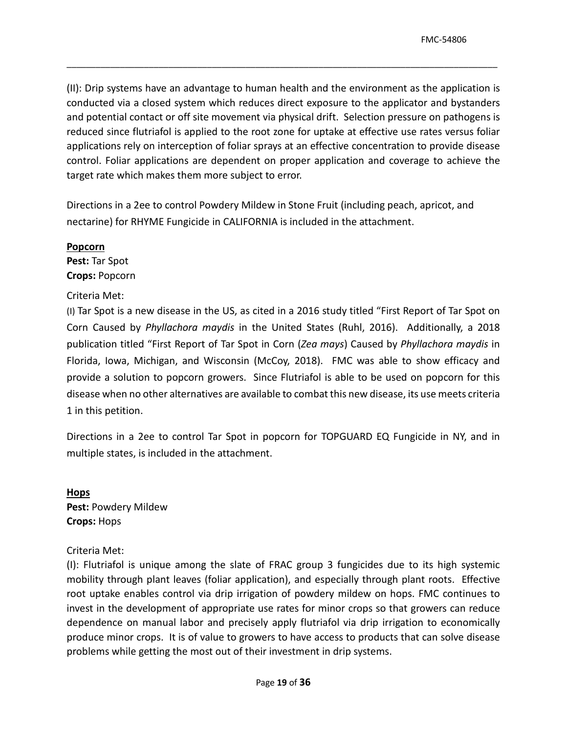(II): Drip systems have an advantage to human health and the environment as the application is conducted via a closed system which reduces direct exposure to the applicator and bystanders and potential contact or off site movement via physical drift. Selection pressure on pathogens is reduced since flutriafol is applied to the root zone for uptake at effective use rates versus foliar applications rely on interception of foliar sprays at an effective concentration to provide disease control. Foliar applications are dependent on proper application and coverage to achieve the target rate which makes them more subject to error.

Directions in a 2ee to control Powdery Mildew in Stone Fruit (including peach, apricot, and nectarine) for RHYME Fungicide in CALIFORNIA is included in the attachment.

**Popcorn**
**Pest:** Tar Spot
**Crops:** Popcorn

Criteria Met:
(I) Tar Spot is a new disease in the US, as cited in a 2016 study titled "First Report of Tar Spot on Corn Caused by *Phyllachora maydis* in the United States (Ruhl, 2016). Additionally, a 2018 publication titled "First Report of Tar Spot in Corn (*Zea mays*) Caused by *Phyllachora maydis* in Florida, Iowa, Michigan, and Wisconsin (McCoy, 2018). FMC was able to show efficacy and provide a solution to popcorn growers. Since Flutriafol is able to be used on popcorn for this disease when no other alternatives are available to combat this new disease, its use meets criteria 1 in this petition.

Directions in a 2ee to control Tar Spot in popcorn for TOPGUARD EQ Fungicide in NY, and in multiple states, is included in the attachment.

**Hops**
**Pest:** Powdery Mildew
**Crops:** Hops

Criteria Met:
(I): Flutriafol is unique among the slate of FRAC group 3 fungicides due to its high systemic mobility through plant leaves (foliar application), and especially through plant roots. Effective root uptake enables control via drip irrigation of powdery mildew on hops. FMC continues to invest in the development of appropriate use rates for minor crops so that growers can reduce dependence on manual labor and precisely apply flutriafol via drip irrigation to economically produce minor crops. It is of value to growers to have access to products that can solve disease problems while getting the most out of their investment in drip systems.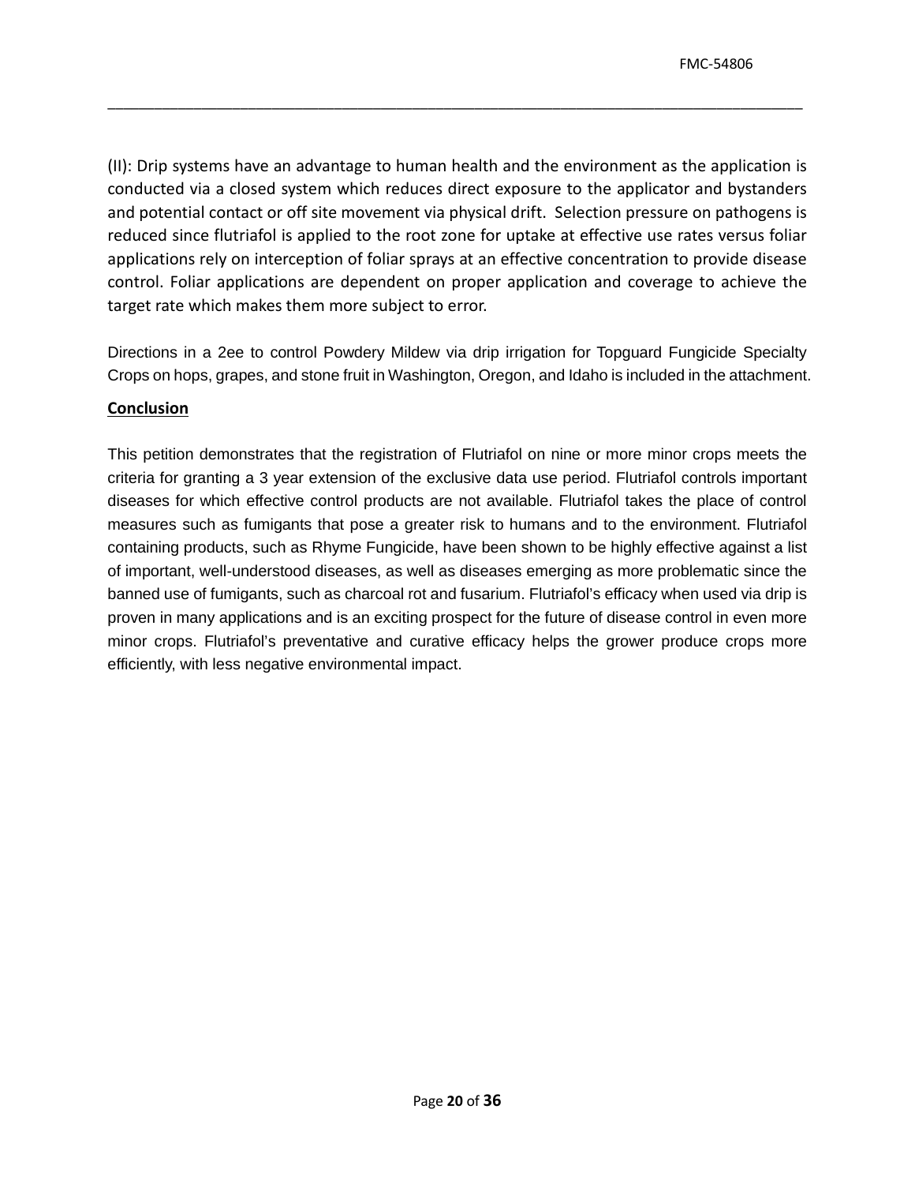(II): Drip systems have an advantage to human health and the environment as the application is conducted via a closed system which reduces direct exposure to the applicator and bystanders and potential contact or off site movement via physical drift. Selection pressure on pathogens is reduced since flutriafol is applied to the root zone for uptake at effective use rates versus foliar applications rely on interception of foliar sprays at an effective concentration to provide disease control. Foliar applications are dependent on proper application and coverage to achieve the target rate which makes them more subject to error.

Directions in a 2ee to control Powdery Mildew via drip irrigation for Topguard Fungicide Specialty Crops on hops, grapes, and stone fruit in Washington, Oregon, and Idaho is included in the attachment.

**Conclusion**

This petition demonstrates that the registration of Flutriafol on nine or more minor crops meets the criteria for granting a 3 year extension of the exclusive data use period. Flutriafol controls important diseases for which effective control products are not available. Flutriafol takes the place of control measures such as fumigants that pose a greater risk to humans and to the environment. Flutriafol containing products, such as Rhyme Fungicide, have been shown to be highly effective against a list of important, well-understood diseases, as well as diseases emerging as more problematic since the banned use of fumigants, such as charcoal rot and fusarium. Flutriafol's efficacy when used via drip is proven in many applications and is an exciting prospect for the future of disease control in even more minor crops. Flutriafol's preventative and curative efficacy helps the grower produce crops more efficiently, with less negative environmental impact.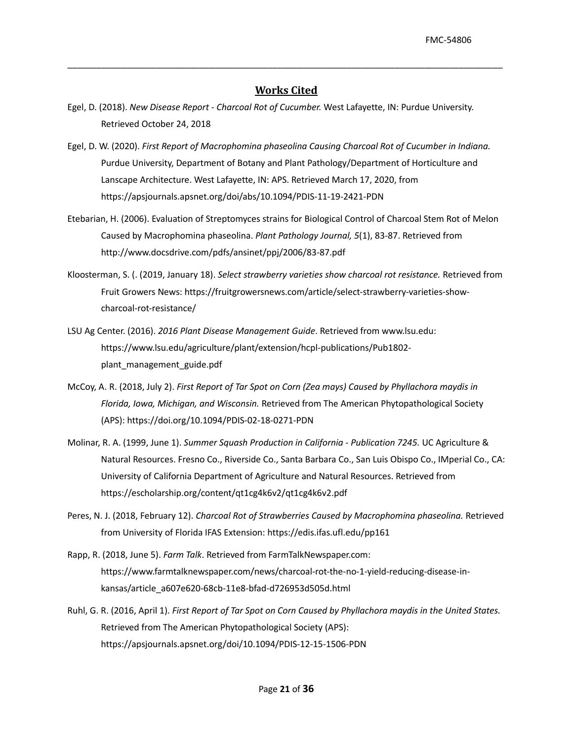## Works Cited

Egel, D. (2018). *New Disease Report - Charcoal Rot of Cucumber.* West Lafayette, IN: Purdue University. Retrieved October 24, 2018

Egel, D. W. (2020). *First Report of Macrophomina phaseolina Causing Charcoal Rot of Cucumber in Indiana.* Purdue University, Department of Botany and Plant Pathology/Department of Horticulture and Lanscape Architecture. West Lafayette, IN: APS. Retrieved March 17, 2020, from https://apsjournals.apsnet.org/doi/abs/10.1094/PDIS-11-19-2421-PDN

Etebarian, H. (2006). Evaluation of Streptomyces strains for Biological Control of Charcoal Stem Rot of Melon Caused by Macrophomina phaseolina. *Plant Pathology Journal, 5*(1), 83-87. Retrieved from http://www.docsdrive.com/pdfs/ansinet/ppj/2006/83-87.pdf

Kloosterman, S. (. (2019, January 18). *Select strawberry varieties show charcoal rot resistance.* Retrieved from Fruit Growers News: https://fruitgrowersnews.com/article/select-strawberry-varieties-show-charcoal-rot-resistance/

LSU Ag Center. (2016). *2016 Plant Disease Management Guide*. Retrieved from www.lsu.edu: https://www.lsu.edu/agriculture/plant/extension/hcpl-publications/Pub1802-plant_management_guide.pdf

McCoy, A. R. (2018, July 2). *First Report of Tar Spot on Corn (Zea mays) Caused by Phyllachora maydis in Florida, Iowa, Michigan, and Wisconsin.* Retrieved from The American Phytopathological Society (APS): https://doi.org/10.1094/PDIS-02-18-0271-PDN

Molinar, R. A. (1999, June 1). *Summer Squash Production in California - Publication 7245.* UC Agriculture & Natural Resources. Fresno Co., Riverside Co., Santa Barbara Co., San Luis Obispo Co., IMperial Co., CA: University of California Department of Agriculture and Natural Resources. Retrieved from https://escholarship.org/content/qt1cg4k6v2/qt1cg4k6v2.pdf

Peres, N. J. (2018, February 12). *Charcoal Rot of Strawberries Caused by Macrophomina phaseolina.* Retrieved from University of Florida IFAS Extension: https://edis.ifas.ufl.edu/pp161

Rapp, R. (2018, June 5). *Farm Talk*. Retrieved from FarmTalkNewspaper.com: https://www.farmtalknewspaper.com/news/charcoal-rot-the-no-1-yield-reducing-disease-in-kansas/article_a607e620-68cb-11e8-bfad-d726953d505d.html

Ruhl, G. R. (2016, April 1). *First Report of Tar Spot on Corn Caused by Phyllachora maydis in the United States.* Retrieved from The American Phytopathological Society (APS): https://apsjournals.apsnet.org/doi/10.1094/PDIS-12-15-1506-PDN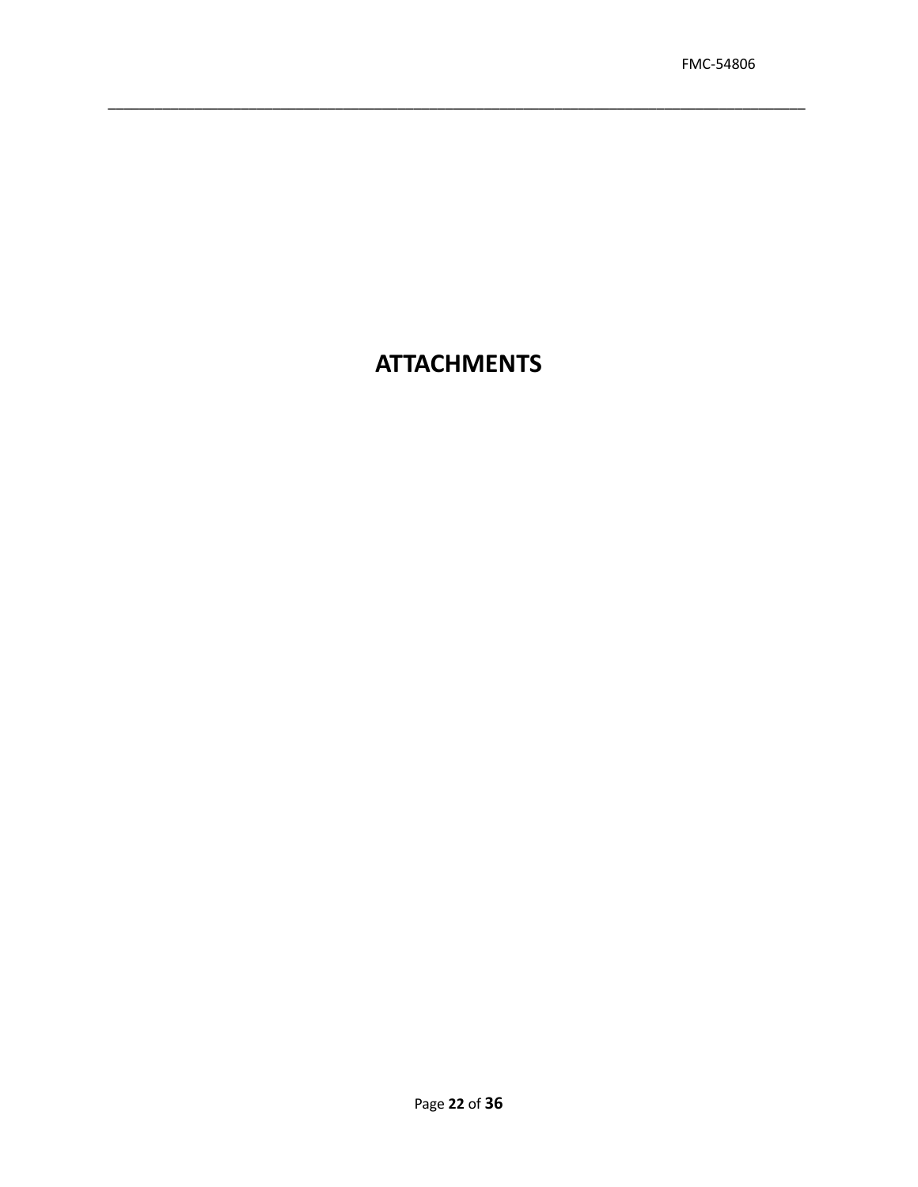# ATTACHMENTS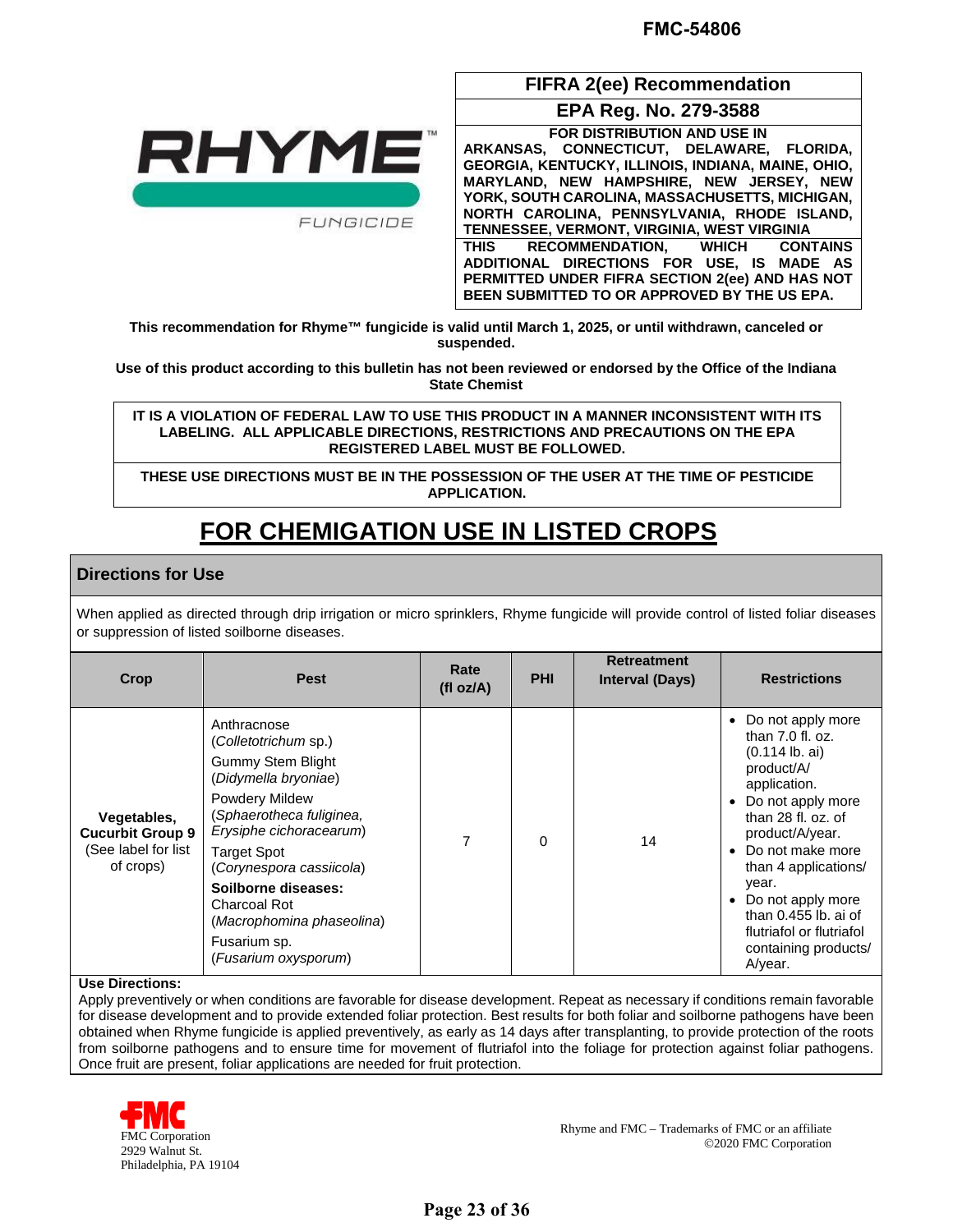FMC-54806

RHYME™ FUNGICIDE

| FIFRA 2(ee) Recommendation |
|---|
| EPA Reg. No. 279-3588 |
| FOR DISTRIBUTION AND USE IN ARKANSAS, CONNECTICUT, DELAWARE, FLORIDA, GEORGIA, KENTUCKY, ILLINOIS, INDIANA, MAINE, OHIO, MARYLAND, NEW HAMPSHIRE, NEW JERSEY, NEW YORK, SOUTH CAROLINA, MASSACHUSETTS, MICHIGAN, NORTH CAROLINA, PENNSYLVANIA, RHODE ISLAND, TENNESSEE, VERMONT, VIRGINIA, WEST VIRGINIA |
| THIS RECOMMENDATION, WHICH CONTAINS ADDITIONAL DIRECTIONS FOR USE, IS MADE AS PERMITTED UNDER FIFRA SECTION 2(ee) AND HAS NOT BEEN SUBMITTED TO OR APPROVED BY THE US EPA. |

**This recommendation for Rhyme™ fungicide is valid until March 1, 2025, or until withdrawn, canceled or suspended.**

**Use of this product according to this bulletin has not been reviewed or endorsed by the Office of the Indiana State Chemist**

**IT IS A VIOLATION OF FEDERAL LAW TO USE THIS PRODUCT IN A MANNER INCONSISTENT WITH ITS LABELING. ALL APPLICABLE DIRECTIONS, RESTRICTIONS AND PRECAUTIONS ON THE EPA REGISTERED LABEL MUST BE FOLLOWED.**

**THESE USE DIRECTIONS MUST BE IN THE POSSESSION OF THE USER AT THE TIME OF PESTICIDE APPLICATION.**

# FOR CHEMIGATION USE IN LISTED CROPS

## Directions for Use

When applied as directed through drip irrigation or micro sprinklers, Rhyme fungicide will provide control of listed foliar diseases or suppression of listed soilborne diseases.

| Crop | Pest | Rate (fl oz/A) | PHI | Retreatment Interval (Days) | Restrictions |
|---|---|---|---|---|---|
| **Vegetables, Cucurbit Group 9** (See label for list of crops) | Anthracnose (*Colletotrichum* sp.)<br>Gummy Stem Blight (*Didymella bryoniae*)<br>Powdery Mildew (*Sphaerotheca fuliginea, Erysiphe cichoracearum*)<br>Target Spot (*Corynespora cassiicola*)<br>**Soilborne diseases:**<br>Charcoal Rot (*Macrophomina phaseolina*)<br>Fusarium sp. (*Fusarium oxysporum*) | 7 | 0 | 14 | • Do not apply more than 7.0 fl. oz. (0.114 lb. ai) product/A/ application.<br>• Do not apply more than 28 fl. oz. of product/A/year.<br>• Do not make more than 4 applications/ year.<br>• Do not apply more than 0.455 lb. ai of flutriafol or flutriafol containing products/ A/year. |

**Use Directions:**
Apply preventively or when conditions are favorable for disease development. Repeat as necessary if conditions remain favorable for disease development and to provide extended foliar protection. Best results for both foliar and soilborne pathogens have been obtained when Rhyme fungicide is applied preventively, as early as 14 days after transplanting, to provide protection of the roots from soilborne pathogens and to ensure time for movement of flutriafol into the foliage for protection against foliar pathogens. Once fruit are present, foliar applications are needed for fruit protection.

FMC Corporation
2929 Walnut St.
Philadelphia, PA 19104

Rhyme and FMC – Trademarks of FMC or an affiliate
©2020 FMC Corporation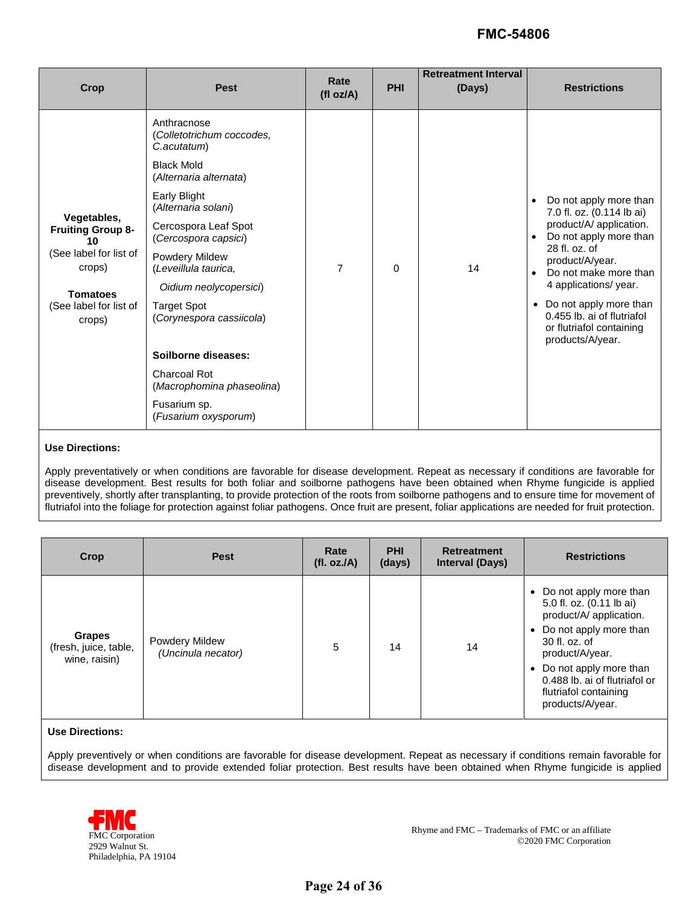| Crop | Pest | Rate (fl oz/A) | PHI | Retreatment Interval (Days) | Restrictions |
|---|---|---|---|---|---|
| **Vegetables, Fruiting Group 8-10** (See label for list of crops) **Tomatoes** (See label for list of crops) | Anthracnose (*Colletotrichum coccodes, C.acutatum*) Black Mold (*Alternaria alternata*) Early Blight (*Alternaria solani*) Cercospora Leaf Spot (*Cercospora capsici*) Powdery Mildew (*Leveillula taurica, Oidium neolycopersici*) Target Spot (*Corynespora cassiicola*) **Soilborne diseases:** Charcoal Rot (*Macrophomina phaseolina*) Fusarium sp. (*Fusarium oxysporum*) | 7 | 0 | 14 | • Do not apply more than 7.0 fl. oz. (0.114 lb ai) product/A/ application. • Do not apply more than 28 fl. oz. of product/A/year. • Do not make more than 4 applications/ year. • Do not apply more than 0.455 lb. ai of flutriafol or flutriafol containing products/A/year. |

**Use Directions:**

Apply preventatively or when conditions are favorable for disease development. Repeat as necessary if conditions are favorable for disease development. Best results for both foliar and soilborne pathogens have been obtained when Rhyme fungicide is applied preventively, shortly after transplanting, to provide protection of the roots from soilborne pathogens and to ensure time for movement of flutriafol into the foliage for protection against foliar pathogens. Once fruit are present, foliar applications are needed for fruit protection.

| Crop | Pest | Rate (fl. oz./A) | PHI (days) | Retreatment Interval (Days) | Restrictions |
|---|---|---|---|---|---|
| **Grapes** (fresh, juice, table, wine, raisin) | Powdery Mildew (*Uncinula necator)* | 5 | 14 | 14 | • Do not apply more than 5.0 fl. oz. (0.11 lb ai) product/A/ application. • Do not apply more than 30 fl. oz. of product/A/year. • Do not apply more than 0.488 lb. ai of flutriafol or flutriafol containing products/A/year. |

**Use Directions:**

Apply preventively or when conditions are favorable for disease development. Repeat as necessary if conditions remain favorable for disease development and to provide extended foliar protection. Best results have been obtained when Rhyme fungicide is applied

FMC Corporation
2929 Walnut St.
Philadelphia, PA 19104

Rhyme and FMC – Trademarks of FMC or an affiliate
©2020 FMC Corporation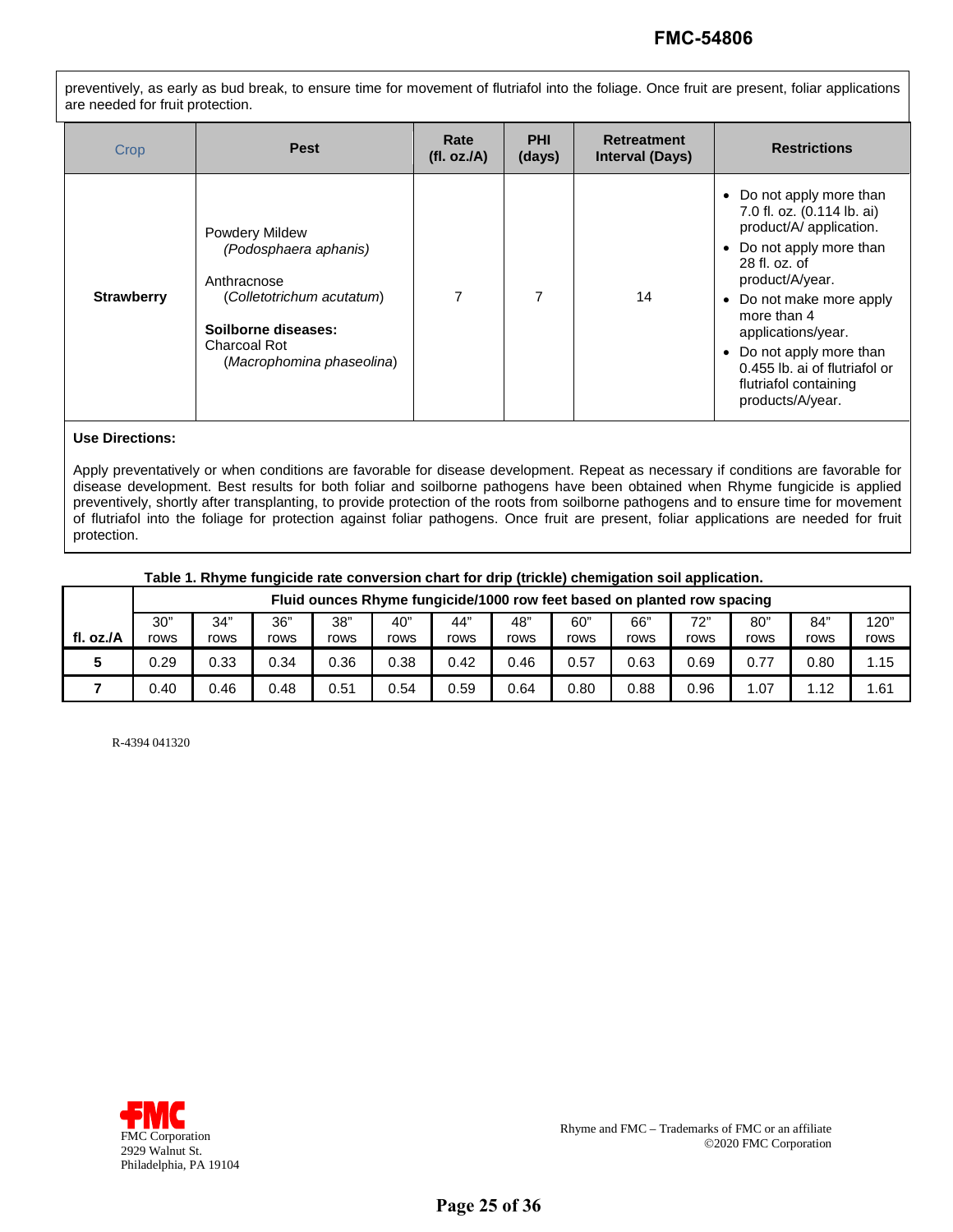preventively, as early as bud break, to ensure time for movement of flutriafol into the foliage. Once fruit are present, foliar applications are needed for fruit protection.

| Crop | Pest | Rate (fl. oz./A) | PHI (days) | Retreatment Interval (Days) | Restrictions |
|---|---|---|---|---|---|
| **Strawberry** | Powdery Mildew *(Podosphaera aphanis)*<br><br>Anthracnose (*Colletotrichum acutatum*)<br><br>**Soilborne diseases:**<br>Charcoal Rot (*Macrophomina phaseolina*) | 7 | 7 | 14 | • Do not apply more than 7.0 fl. oz. (0.114 lb. ai) product/A/ application.<br>• Do not apply more than 28 fl. oz. of product/A/year.<br>• Do not make more apply more than 4 applications/year.<br>• Do not apply more than 0.455 lb. ai of flutriafol or flutriafol containing products/A/year. |

**Use Directions:**

Apply preventatively or when conditions are favorable for disease development. Repeat as necessary if conditions are favorable for disease development. Best results for both foliar and soilborne pathogens have been obtained when Rhyme fungicide is applied preventively, shortly after transplanting, to provide protection of the roots from soilborne pathogens and to ensure time for movement of flutriafol into the foliage for protection against foliar pathogens. Once fruit are present, foliar applications are needed for fruit protection.

**Table 1. Rhyme fungicide rate conversion chart for drip (trickle) chemigation soil application.**

| | **Fluid ounces Rhyme fungicide/1000 row feet based on planted row spacing** | | | | | | | | | | | | |
|---|---|---|---|---|---|---|---|---|---|---|---|---|---|
| **fl. oz./A** | 30" rows | 34" rows | 36" rows | 38" rows | 40" rows | 44" rows | 48" rows | 60" rows | 66" rows | 72" rows | 80" rows | 84" rows | 120" rows |
| **5** | 0.29 | 0.33 | 0.34 | 0.36 | 0.38 | 0.42 | 0.46 | 0.57 | 0.63 | 0.69 | 0.77 | 0.80 | 1.15 |
| **7** | 0.40 | 0.46 | 0.48 | 0.51 | 0.54 | 0.59 | 0.64 | 0.80 | 0.88 | 0.96 | 1.07 | 1.12 | 1.61 |

R-4394 041320

FMC Corporation
2929 Walnut St.
Philadelphia, PA 19104

Rhyme and FMC – Trademarks of FMC or an affiliate
©2020 FMC Corporation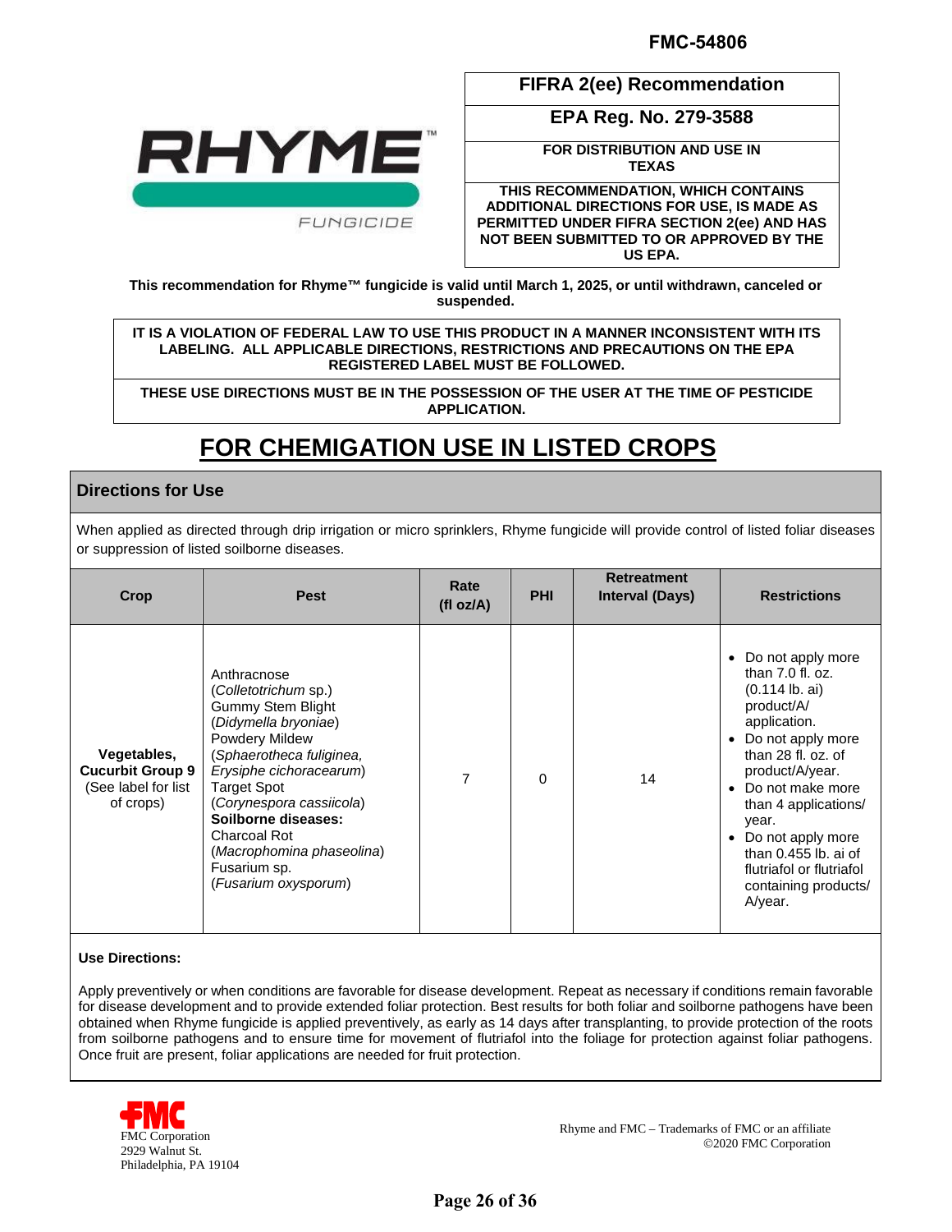FMC-54806

**RHYME™ FUNGICIDE**

| FIFRA 2(ee) Recommendation |
|---|
| **EPA Reg. No. 279-3588** |
| **FOR DISTRIBUTION AND USE IN TEXAS** |
| **THIS RECOMMENDATION, WHICH CONTAINS ADDITIONAL DIRECTIONS FOR USE, IS MADE AS PERMITTED UNDER FIFRA SECTION 2(ee) AND HAS NOT BEEN SUBMITTED TO OR APPROVED BY THE US EPA.** |

**This recommendation for Rhyme™ fungicide is valid until March 1, 2025, or until withdrawn, canceled or suspended.**

**IT IS A VIOLATION OF FEDERAL LAW TO USE THIS PRODUCT IN A MANNER INCONSISTENT WITH ITS LABELING. ALL APPLICABLE DIRECTIONS, RESTRICTIONS AND PRECAUTIONS ON THE EPA REGISTERED LABEL MUST BE FOLLOWED.**

**THESE USE DIRECTIONS MUST BE IN THE POSSESSION OF THE USER AT THE TIME OF PESTICIDE APPLICATION.**

# FOR CHEMIGATION USE IN LISTED CROPS

## Directions for Use

When applied as directed through drip irrigation or micro sprinklers, Rhyme fungicide will provide control of listed foliar diseases or suppression of listed soilborne diseases.

| Crop | Pest | Rate (fl oz/A) | PHI | Retreatment Interval (Days) | Restrictions |
|---|---|---|---|---|---|
| **Vegetables, Cucurbit Group 9** (See label for list of crops) | Anthracnose (*Colletotrichum* sp.)<br>Gummy Stem Blight (*Didymella bryoniae*)<br>Powdery Mildew (*Sphaerotheca fuliginea, Erysiphe cichoracearum*)<br>Target Spot (*Corynespora cassiicola*)<br>**Soilborne diseases:**<br>Charcoal Rot (*Macrophomina phaseolina*)<br>Fusarium sp. (*Fusarium oxysporum*) | 7 | 0 | 14 | • Do not apply more than 7.0 fl. oz. (0.114 lb. ai) product/A/ application.<br>• Do not apply more than 28 fl. oz. of product/A/year.<br>• Do not make more than 4 applications/ year.<br>• Do not apply more than 0.455 lb. ai of flutriafol or flutriafol containing products/ A/year. |

**Use Directions:**

Apply preventively or when conditions are favorable for disease development. Repeat as necessary if conditions remain favorable for disease development and to provide extended foliar protection. Best results for both foliar and soilborne pathogens have been obtained when Rhyme fungicide is applied preventively, as early as 14 days after transplanting, to provide protection of the roots from soilborne pathogens and to ensure time for movement of flutriafol into the foliage for protection against foliar pathogens. Once fruit are present, foliar applications are needed for fruit protection.

FMC Corporation
2929 Walnut St.
Philadelphia, PA 19104

Rhyme and FMC – Trademarks of FMC or an affiliate
©2020 FMC Corporation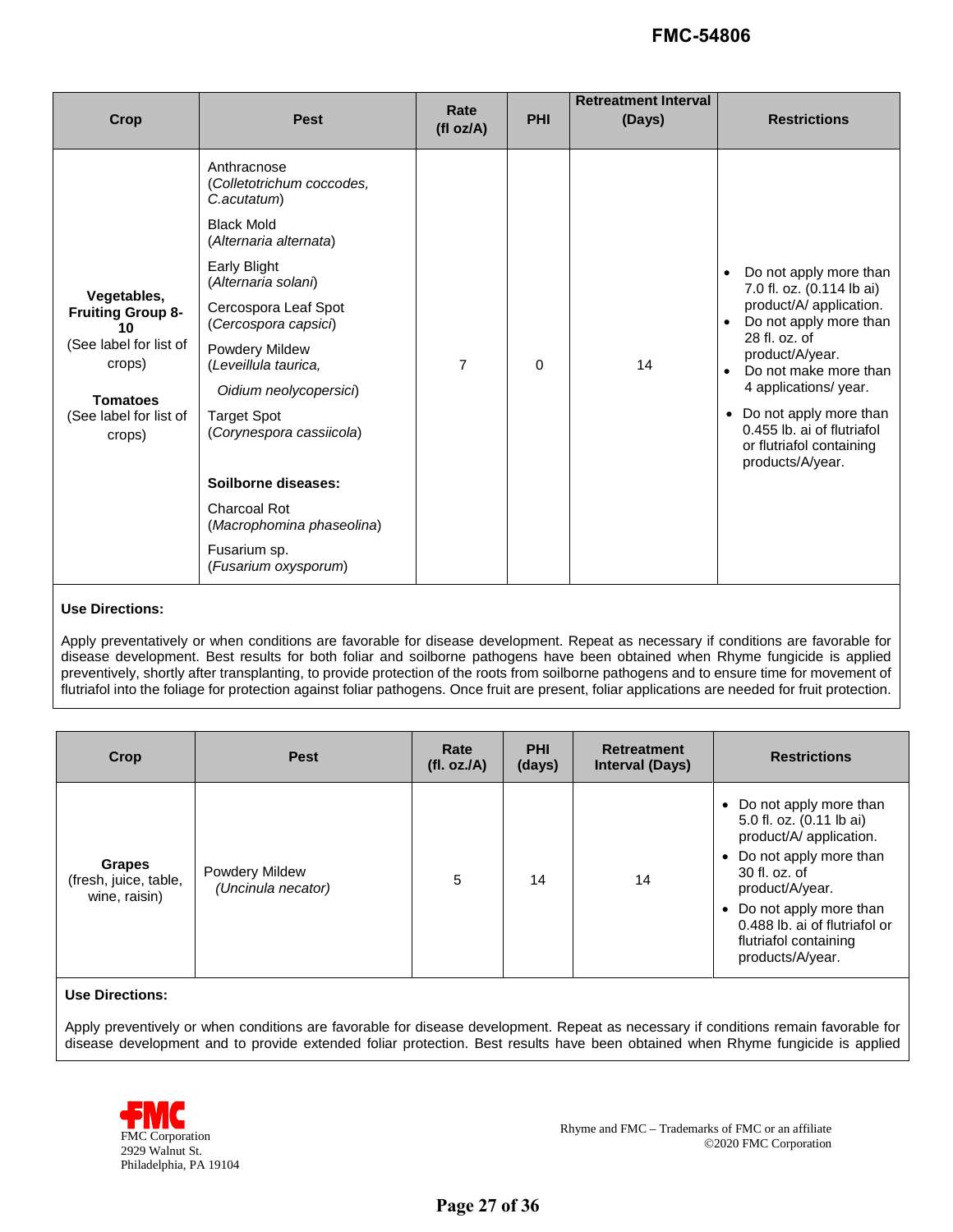| Crop | Pest | Rate (fl oz/A) | PHI | Retreatment Interval (Days) | Restrictions |
|---|---|---|---|---|---|
| **Vegetables, Fruiting Group 8-10** (See label for list of crops) **Tomatoes** (See label for list of crops) | Anthracnose (*Colletotrichum coccodes, C.acutatum*)<br>Black Mold (*Alternaria alternata*)<br>Early Blight (*Alternaria solani*)<br>Cercospora Leaf Spot (*Cercospora capsici*)<br>Powdery Mildew (*Leveillula taurica, Oidium neolycopersici*)<br>Target Spot (*Corynespora cassiicola*)<br>**Soilborne diseases:**<br>Charcoal Rot (*Macrophomina phaseolina*)<br>Fusarium sp. (*Fusarium oxysporum*) | 7 | 0 | 14 | • Do not apply more than 7.0 fl. oz. (0.114 lb ai) product/A/ application.<br>• Do not apply more than 28 fl. oz. of product/A/year.<br>• Do not make more than 4 applications/ year.<br>• Do not apply more than 0.455 lb. ai of flutriafol or flutriafol containing products/A/year. |

**Use Directions:**

Apply preventatively or when conditions are favorable for disease development. Repeat as necessary if conditions are favorable for disease development. Best results for both foliar and soilborne pathogens have been obtained when Rhyme fungicide is applied preventively, shortly after transplanting, to provide protection of the roots from soilborne pathogens and to ensure time for movement of flutriafol into the foliage for protection against foliar pathogens. Once fruit are present, foliar applications are needed for fruit protection.

| Crop | Pest | Rate (fl. oz./A) | PHI (days) | Retreatment Interval (Days) | Restrictions |
|---|---|---|---|---|---|
| **Grapes** (fresh, juice, table, wine, raisin) | Powdery Mildew (*Uncinula necator*) | 5 | 14 | 14 | • Do not apply more than 5.0 fl. oz. (0.11 lb ai) product/A/ application.<br>• Do not apply more than 30 fl. oz. of product/A/year.<br>• Do not apply more than 0.488 lb. ai of flutriafol or flutriafol containing products/A/year. |

**Use Directions:**

Apply preventively or when conditions are favorable for disease development. Repeat as necessary if conditions remain favorable for disease development and to provide extended foliar protection. Best results have been obtained when Rhyme fungicide is applied

FMC Corporation
2929 Walnut St.
Philadelphia, PA 19104

Rhyme and FMC – Trademarks of FMC or an affiliate
©2020 FMC Corporation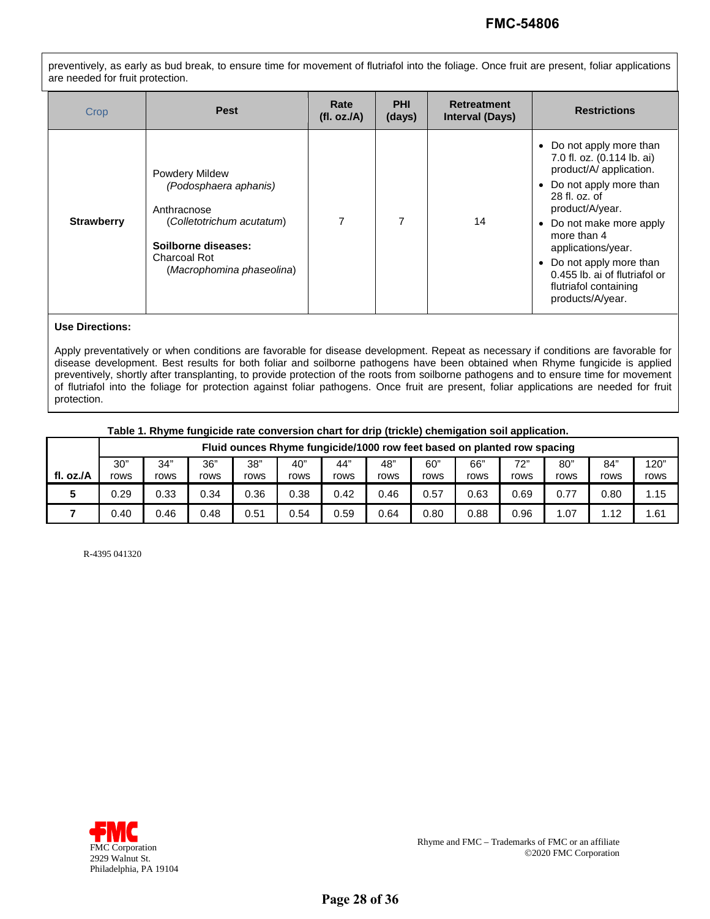preventively, as early as bud break, to ensure time for movement of flutriafol into the foliage. Once fruit are present, foliar applications are needed for fruit protection.

| Crop | Pest | Rate (fl. oz./A) | PHI (days) | Retreatment Interval (Days) | Restrictions |
|---|---|---|---|---|---|
| **Strawberry** | Powdery Mildew *(Podosphaera aphanis)*<br><br>Anthracnose (*Colletotrichum acutatum*)<br><br>**Soilborne diseases:**<br>Charcoal Rot (*Macrophomina phaseolina*) | 7 | 7 | 14 | • Do not apply more than 7.0 fl. oz. (0.114 lb. ai) product/A/ application.<br>• Do not apply more than 28 fl. oz. of product/A/year.<br>• Do not make more apply more than 4 applications/year.<br>• Do not apply more than 0.455 lb. ai of flutriafol or flutriafol containing products/A/year. |

**Use Directions:**

Apply preventatively or when conditions are favorable for disease development. Repeat as necessary if conditions are favorable for disease development. Best results for both foliar and soilborne pathogens have been obtained when Rhyme fungicide is applied preventively, shortly after transplanting, to provide protection of the roots from soilborne pathogens and to ensure time for movement of flutriafol into the foliage for protection against foliar pathogens. Once fruit are present, foliar applications are needed for fruit protection.

**Table 1. Rhyme fungicide rate conversion chart for drip (trickle) chemigation soil application.**

| | Fluid ounces Rhyme fungicide/1000 row feet based on planted row spacing | | | | | | | | | | | | |
|---|---|---|---|---|---|---|---|---|---|---|---|---|---|
| **fl. oz./A** | 30" rows | 34" rows | 36" rows | 38" rows | 40" rows | 44" rows | 48" rows | 60" rows | 66" rows | 72" rows | 80" rows | 84" rows | 120" rows |
| **5** | 0.29 | 0.33 | 0.34 | 0.36 | 0.38 | 0.42 | 0.46 | 0.57 | 0.63 | 0.69 | 0.77 | 0.80 | 1.15 |
| **7** | 0.40 | 0.46 | 0.48 | 0.51 | 0.54 | 0.59 | 0.64 | 0.80 | 0.88 | 0.96 | 1.07 | 1.12 | 1.61 |

R-4395 041320

FMC Corporation
2929 Walnut St.
Philadelphia, PA 19104

Rhyme and FMC – Trademarks of FMC or an affiliate
©2020 FMC Corporation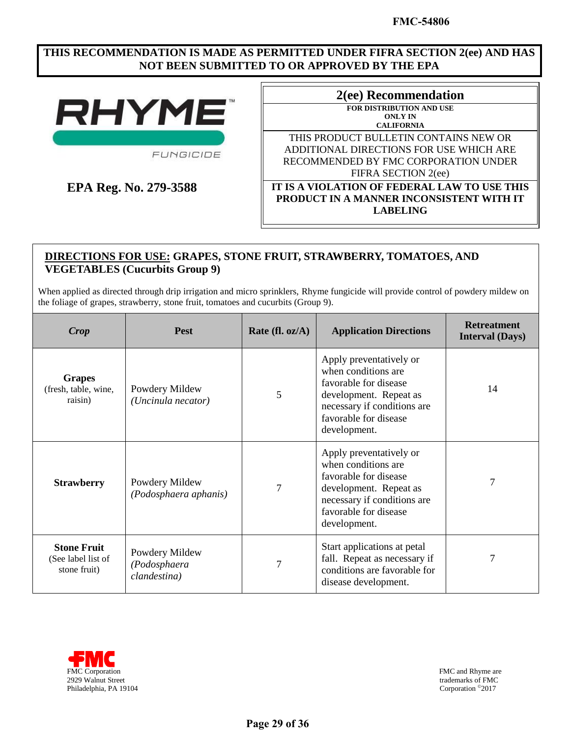FMC-54806

**THIS RECOMMENDATION IS MADE AS PERMITTED UNDER FIFRA SECTION 2(ee) AND HAS NOT BEEN SUBMITTED TO OR APPROVED BY THE EPA**

RHYME™ FUNGICIDE

**EPA Reg. No. 279-3588**

## 2(ee) Recommendation

**FOR DISTRIBUTION AND USE ONLY IN CALIFORNIA**

THIS PRODUCT BULLETIN CONTAINS NEW OR ADDITIONAL DIRECTIONS FOR USE WHICH ARE RECOMMENDED BY FMC CORPORATION UNDER FIFRA SECTION 2(ee)

**IT IS A VIOLATION OF FEDERAL LAW TO USE THIS PRODUCT IN A MANNER INCONSISTENT WITH IT LABELING**

## DIRECTIONS FOR USE: GRAPES, STONE FRUIT, STRAWBERRY, TOMATOES, AND VEGETABLES (Cucurbits Group 9)

When applied as directed through drip irrigation and micro sprinklers, Rhyme fungicide will provide control of powdery mildew on the foliage of grapes, strawberry, stone fruit, tomatoes and cucurbits (Group 9).

| *Crop* | Pest | Rate (fl. oz/A) | Application Directions | Retreatment Interval (Days) |
|---|---|---|---|---|
| **Grapes** (fresh, table, wine, raisin) | Powdery Mildew *(Uncinula necator)* | 5 | Apply preventatively or when conditions are favorable for disease development. Repeat as necessary if conditions are favorable for disease development. | 14 |
| **Strawberry** | Powdery Mildew *(Podosphaera aphanis)* | 7 | Apply preventatively or when conditions are favorable for disease development. Repeat as necessary if conditions are favorable for disease development. | 7 |
| **Stone Fruit** (See label list of stone fruit) | Powdery Mildew *(Podosphaera clandestina)* | 7 | Start applications at petal fall. Repeat as necessary if conditions are favorable for disease development. | 7 |

FMC Corporation
2929 Walnut Street
Philadelphia, PA 19104

FMC and Rhyme are trademarks of FMC Corporation ©2017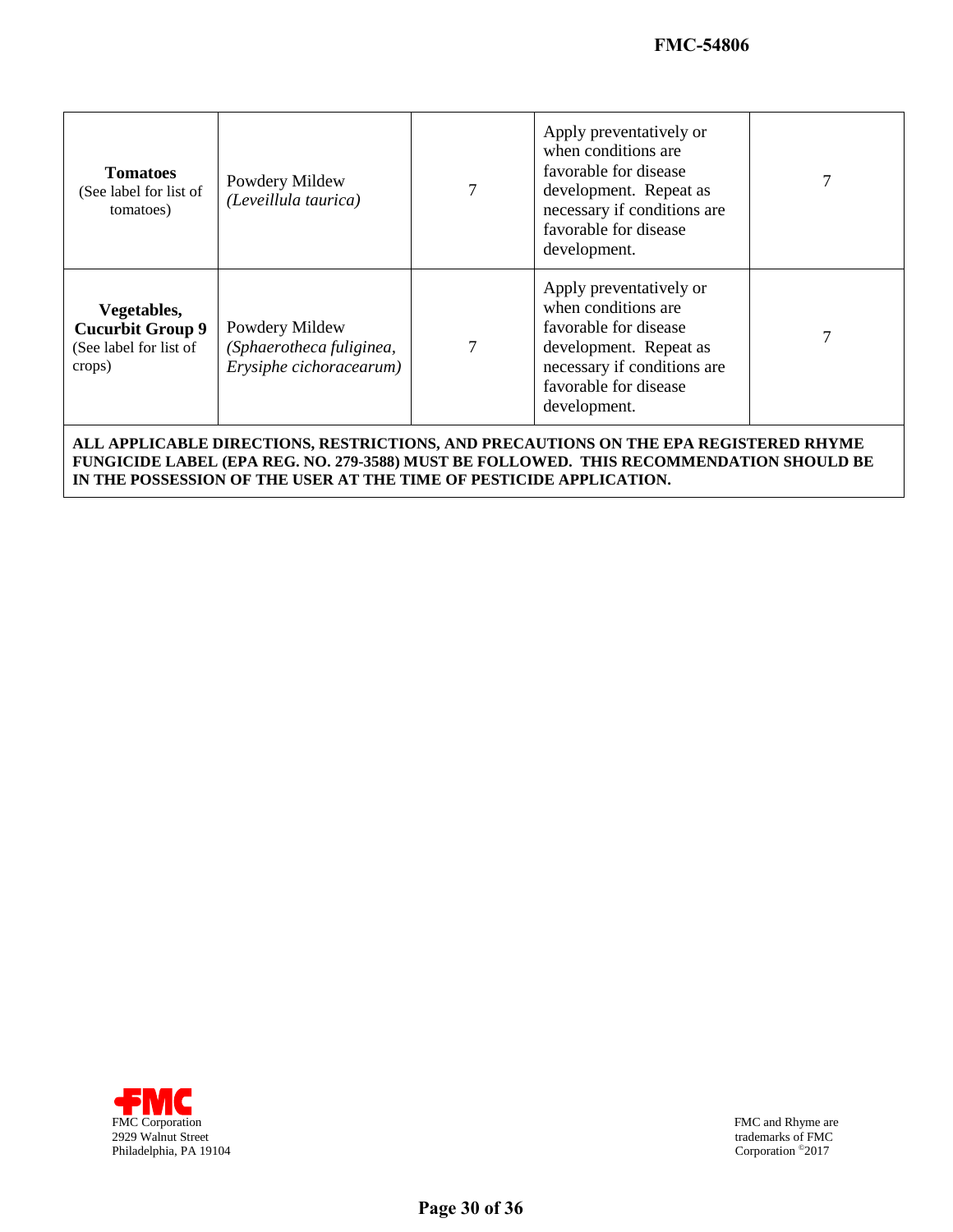| **Tomatoes** (See label for list of tomatoes) | Powdery Mildew *(Leveillula taurica)* | 7 | Apply preventatively or when conditions are favorable for disease development. Repeat as necessary if conditions are favorable for disease development. | 7 |
|---|---|---|---|---|
| **Vegetables, Cucurbit Group 9** (See label for list of crops) | Powdery Mildew *(Sphaerotheca fuliginea, Erysiphe cichoracearum)* | 7 | Apply preventatively or when conditions are favorable for disease development. Repeat as necessary if conditions are favorable for disease development. | 7 |

**ALL APPLICABLE DIRECTIONS, RESTRICTIONS, AND PRECAUTIONS ON THE EPA REGISTERED RHYME FUNGICIDE LABEL (EPA REG. NO. 279-3588) MUST BE FOLLOWED. THIS RECOMMENDATION SHOULD BE IN THE POSSESSION OF THE USER AT THE TIME OF PESTICIDE APPLICATION.**

FMC Corporation
2929 Walnut Street
Philadelphia, PA 19104

FMC and Rhyme are trademarks of FMC Corporation ©2017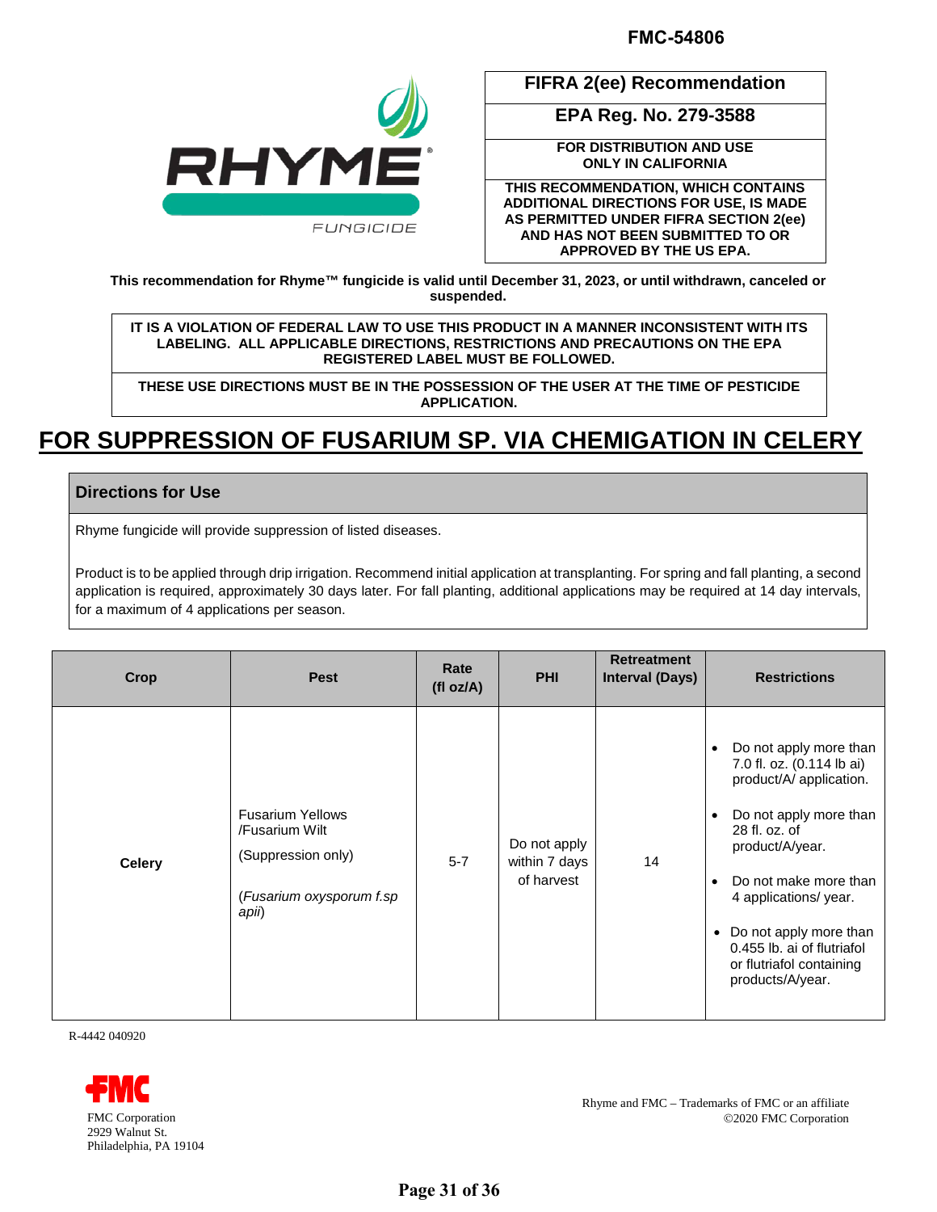FMC-54806

RHYME® FUNGICIDE

| FIFRA 2(ee) Recommendation |
|---|
| EPA Reg. No. 279-3588 |
| FOR DISTRIBUTION AND USE ONLY IN CALIFORNIA |
| THIS RECOMMENDATION, WHICH CONTAINS ADDITIONAL DIRECTIONS FOR USE, IS MADE AS PERMITTED UNDER FIFRA SECTION 2(ee) AND HAS NOT BEEN SUBMITTED TO OR APPROVED BY THE US EPA. |

**This recommendation for Rhyme™ fungicide is valid until December 31, 2023, or until withdrawn, canceled or suspended.**

**IT IS A VIOLATION OF FEDERAL LAW TO USE THIS PRODUCT IN A MANNER INCONSISTENT WITH ITS LABELING. ALL APPLICABLE DIRECTIONS, RESTRICTIONS AND PRECAUTIONS ON THE EPA REGISTERED LABEL MUST BE FOLLOWED.**

**THESE USE DIRECTIONS MUST BE IN THE POSSESSION OF THE USER AT THE TIME OF PESTICIDE APPLICATION.**

# FOR SUPPRESSION OF FUSARIUM SP. VIA CHEMIGATION IN CELERY

## Directions for Use

Rhyme fungicide will provide suppression of listed diseases.

Product is to be applied through drip irrigation. Recommend initial application at transplanting. For spring and fall planting, a second application is required, approximately 30 days later. For fall planting, additional applications may be required at 14 day intervals, for a maximum of 4 applications per season.

| Crop | Pest | Rate (fl oz/A) | PHI | Retreatment Interval (Days) | Restrictions |
|---|---|---|---|---|---|
| **Celery** | Fusarium Yellows /Fusarium Wilt<br>(Suppression only)<br>(*Fusarium oxysporum f.sp apii*) | 5-7 | Do not apply within 7 days of harvest | 14 | • Do not apply more than 7.0 fl. oz. (0.114 lb ai) product/A/ application.<br>• Do not apply more than 28 fl. oz. of product/A/year.<br>• Do not make more than 4 applications/ year.<br>• Do not apply more than 0.455 lb. ai of flutriafol or flutriafol containing products/A/year. |

R-4442 040920

FMC Corporation
2929 Walnut St.
Philadelphia, PA 19104

Rhyme and FMC – Trademarks of FMC or an affiliate
©2020 FMC Corporation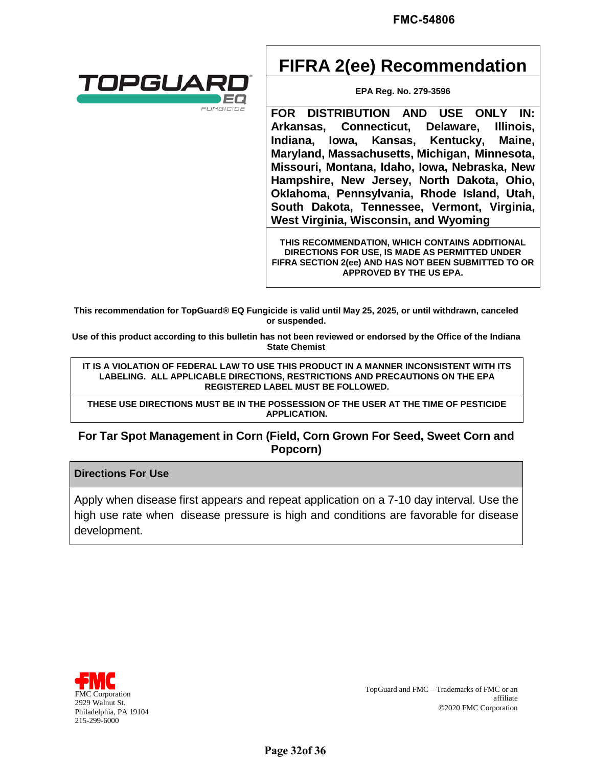FMC-54806

TOPGUARD EQ FUNGICIDE

# FIFRA 2(ee) Recommendation

**EPA Reg. No. 279-3596**

**FOR DISTRIBUTION AND USE ONLY IN: Arkansas, Connecticut, Delaware, Illinois, Indiana, Iowa, Kansas, Kentucky, Maine, Maryland, Massachusetts, Michigan, Minnesota, Missouri, Montana, Idaho, Iowa, Nebraska, New Hampshire, New Jersey, North Dakota, Ohio, Oklahoma, Pennsylvania, Rhode Island, Utah, South Dakota, Tennessee, Vermont, Virginia, West Virginia, Wisconsin, and Wyoming**

**THIS RECOMMENDATION, WHICH CONTAINS ADDITIONAL DIRECTIONS FOR USE, IS MADE AS PERMITTED UNDER FIFRA SECTION 2(ee) AND HAS NOT BEEN SUBMITTED TO OR APPROVED BY THE US EPA.**

**This recommendation for TopGuard® EQ Fungicide is valid until May 25, 2025, or until withdrawn, canceled or suspended.**

**Use of this product according to this bulletin has not been reviewed or endorsed by the Office of the Indiana State Chemist**

**IT IS A VIOLATION OF FEDERAL LAW TO USE THIS PRODUCT IN A MANNER INCONSISTENT WITH ITS LABELING. ALL APPLICABLE DIRECTIONS, RESTRICTIONS AND PRECAUTIONS ON THE EPA REGISTERED LABEL MUST BE FOLLOWED.**

**THESE USE DIRECTIONS MUST BE IN THE POSSESSION OF THE USER AT THE TIME OF PESTICIDE APPLICATION.**

## For Tar Spot Management in Corn (Field, Corn Grown For Seed, Sweet Corn and Popcorn)

| Directions For Use |
| --- |
| Apply when disease first appears and repeat application on a 7-10 day interval. Use the high use rate when disease pressure is high and conditions are favorable for disease development. |

FMC Corporation
2929 Walnut St.
Philadelphia, PA 19104
215-299-6000

TopGuard and FMC – Trademarks of FMC or an affiliate
©2020 FMC Corporation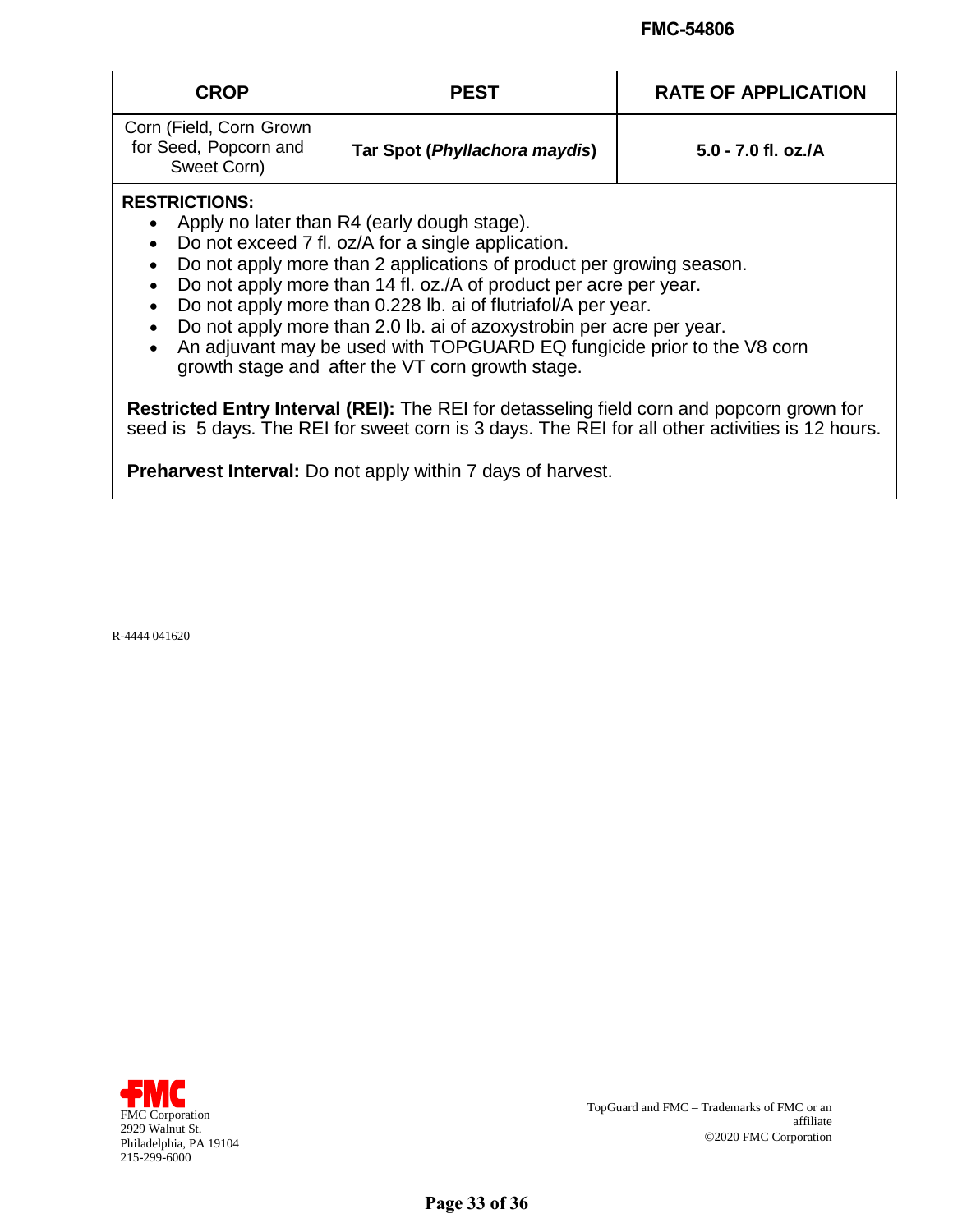| CROP | PEST | RATE OF APPLICATION |
|---|---|---|
| Corn (Field, Corn Grown for Seed, Popcorn and Sweet Corn) | **Tar Spot (*Phyllachora maydis*)** | **5.0 - 7.0 fl. oz./A** |

**RESTRICTIONS:**

- Apply no later than R4 (early dough stage).
- Do not exceed 7 fl. oz/A for a single application.
- Do not apply more than 2 applications of product per growing season.
- Do not apply more than 14 fl. oz./A of product per acre per year.
- Do not apply more than 0.228 lb. ai of flutriafol/A per year.
- Do not apply more than 2.0 lb. ai of azoxystrobin per acre per year.
- An adjuvant may be used with TOPGUARD EQ fungicide prior to the V8 corn growth stage and after the VT corn growth stage.

**Restricted Entry Interval (REI):** The REI for detasseling field corn and popcorn grown for seed is 5 days. The REI for sweet corn is 3 days. The REI for all other activities is 12 hours.

**Preharvest Interval:** Do not apply within 7 days of harvest.

R-4444 041620

FMC Corporation
2929 Walnut St.
Philadelphia, PA 19104
215-299-6000

TopGuard and FMC – Trademarks of FMC or an affiliate
©2020 FMC Corporation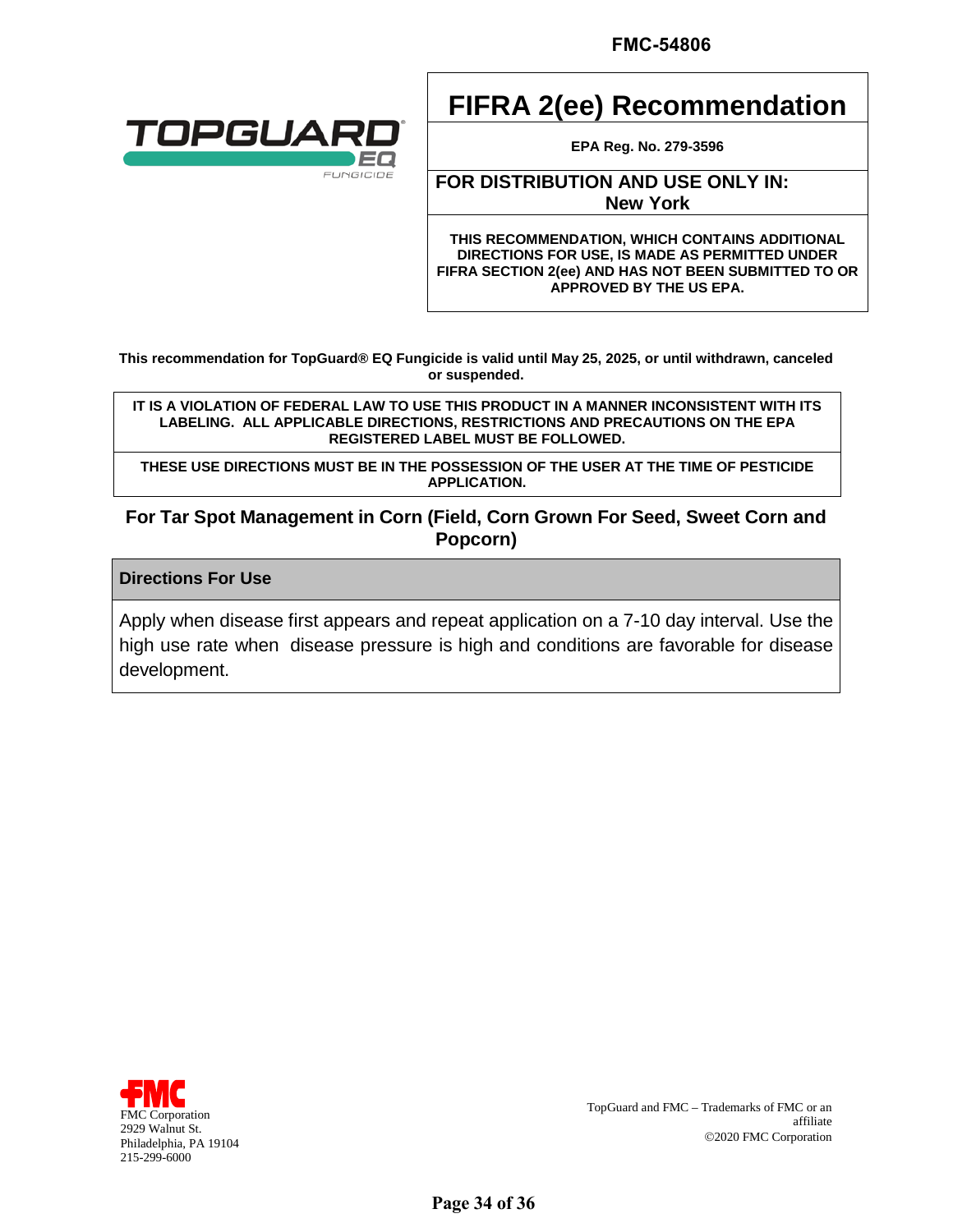FMC-54806

TOPGUARD EQ FUNGICIDE

# FIFRA 2(ee) Recommendation

**EPA Reg. No. 279-3596**

**FOR DISTRIBUTION AND USE ONLY IN: New York**

**THIS RECOMMENDATION, WHICH CONTAINS ADDITIONAL DIRECTIONS FOR USE, IS MADE AS PERMITTED UNDER FIFRA SECTION 2(ee) AND HAS NOT BEEN SUBMITTED TO OR APPROVED BY THE US EPA.**

**This recommendation for TopGuard® EQ Fungicide is valid until May 25, 2025, or until withdrawn, canceled or suspended.**

**IT IS A VIOLATION OF FEDERAL LAW TO USE THIS PRODUCT IN A MANNER INCONSISTENT WITH ITS LABELING. ALL APPLICABLE DIRECTIONS, RESTRICTIONS AND PRECAUTIONS ON THE EPA REGISTERED LABEL MUST BE FOLLOWED.**

**THESE USE DIRECTIONS MUST BE IN THE POSSESSION OF THE USER AT THE TIME OF PESTICIDE APPLICATION.**

## For Tar Spot Management in Corn (Field, Corn Grown For Seed, Sweet Corn and Popcorn)

| Directions For Use |
| --- |
| Apply when disease first appears and repeat application on a 7-10 day interval. Use the high use rate when disease pressure is high and conditions are favorable for disease development. |

FMC Corporation
2929 Walnut St.
Philadelphia, PA 19104
215-299-6000

TopGuard and FMC – Trademarks of FMC or an affiliate
©2020 FMC Corporation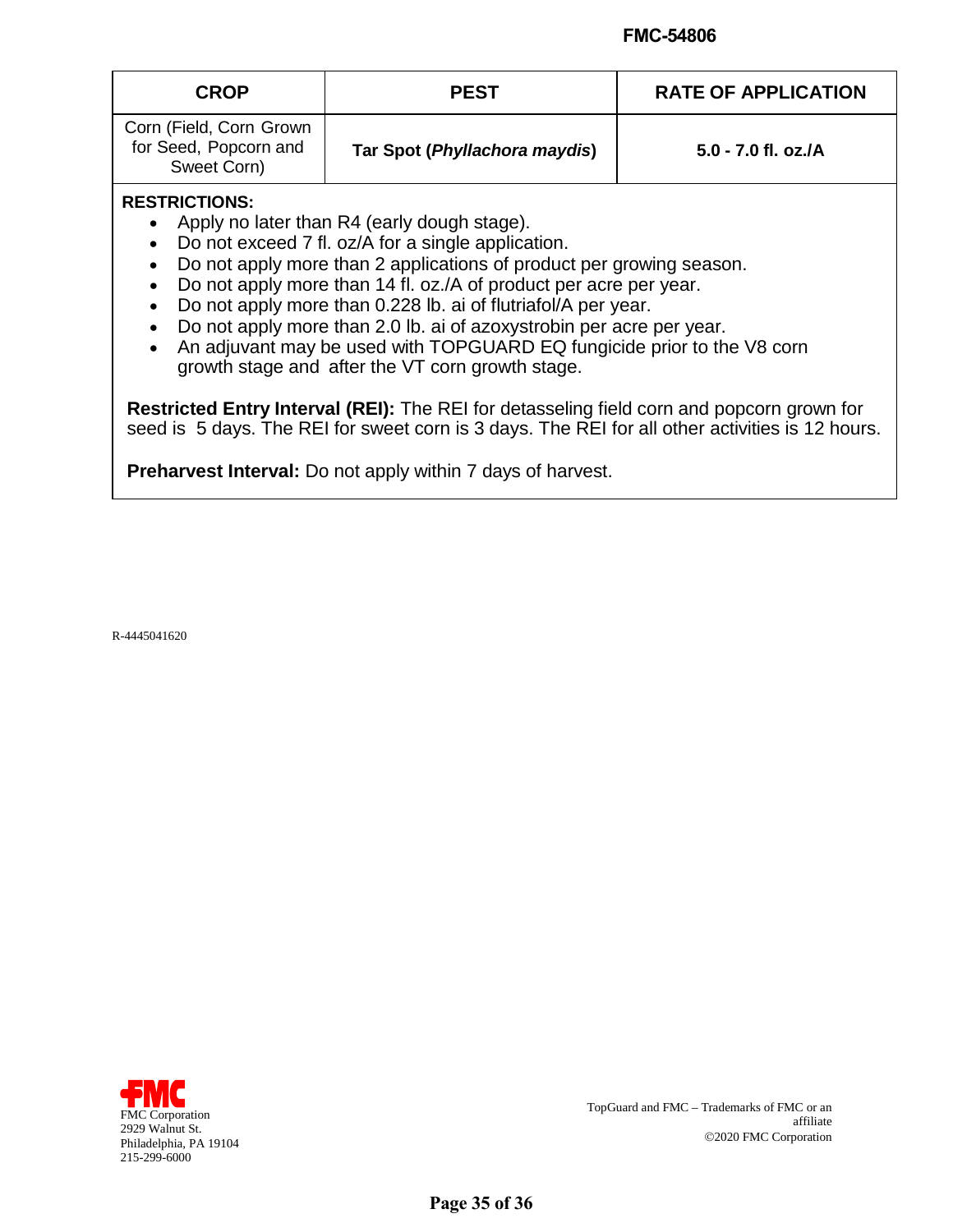| CROP | PEST | RATE OF APPLICATION |
| --- | --- | --- |
| Corn (Field, Corn Grown for Seed, Popcorn and Sweet Corn) | **Tar Spot (*Phyllachora maydis*)** | **5.0 - 7.0 fl. oz./A** |

**RESTRICTIONS:**

- Apply no later than R4 (early dough stage).
- Do not exceed 7 fl. oz/A for a single application.
- Do not apply more than 2 applications of product per growing season.
- Do not apply more than 14 fl. oz./A of product per acre per year.
- Do not apply more than 0.228 lb. ai of flutriafol/A per year.
- Do not apply more than 2.0 lb. ai of azoxystrobin per acre per year.
- An adjuvant may be used with TOPGUARD EQ fungicide prior to the V8 corn growth stage and after the VT corn growth stage.

**Restricted Entry Interval (REI):** The REI for detasseling field corn and popcorn grown for seed is 5 days. The REI for sweet corn is 3 days. The REI for all other activities is 12 hours.

**Preharvest Interval:** Do not apply within 7 days of harvest.

R-4445041620

FMC Corporation
2929 Walnut St.
Philadelphia, PA 19104
215-299-6000

TopGuard and FMC – Trademarks of FMC or an affiliate
©2020 FMC Corporation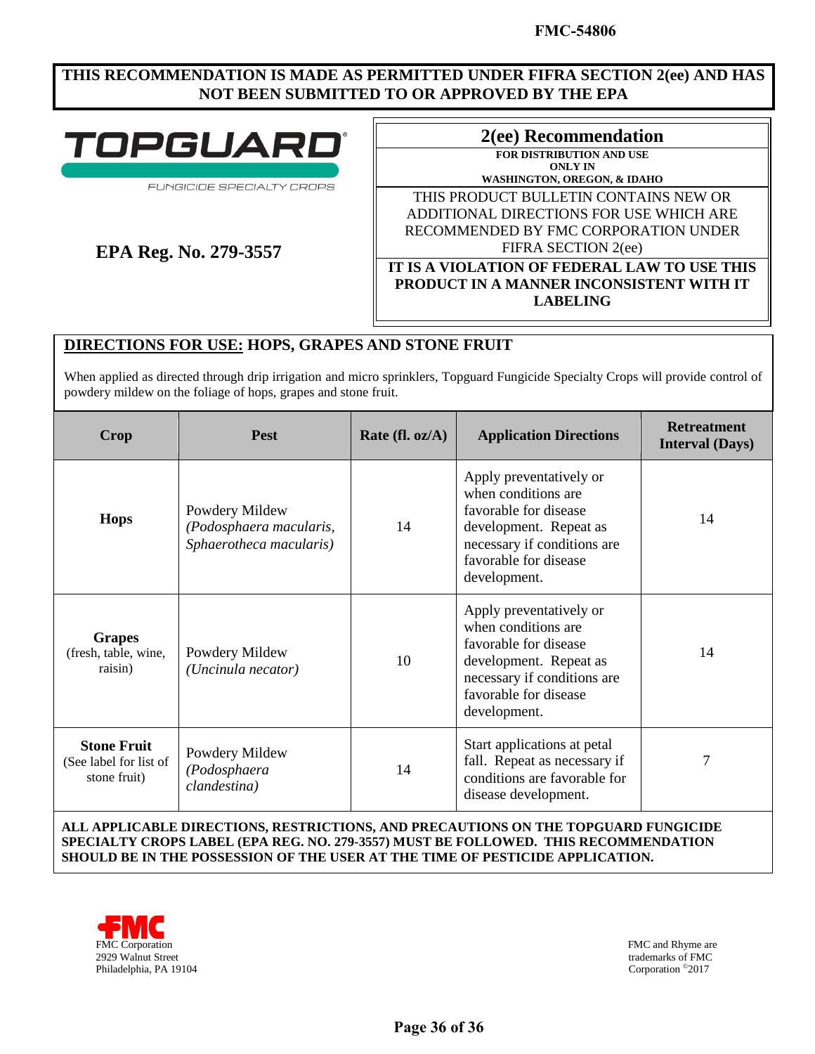FMC-54806

**THIS RECOMMENDATION IS MADE AS PERMITTED UNDER FIFRA SECTION 2(ee) AND HAS NOT BEEN SUBMITTED TO OR APPROVED BY THE EPA**

TOPGUARD®

FUNGICIDE SPECIALTY CROPS

**EPA Reg. No. 279-3557**

## 2(ee) Recommendation

**FOR DISTRIBUTION AND USE ONLY IN WASHINGTON, OREGON, & IDAHO**

THIS PRODUCT BULLETIN CONTAINS NEW OR ADDITIONAL DIRECTIONS FOR USE WHICH ARE RECOMMENDED BY FMC CORPORATION UNDER FIFRA SECTION 2(ee)

**IT IS A VIOLATION OF FEDERAL LAW TO USE THIS PRODUCT IN A MANNER INCONSISTENT WITH IT LABELING**

## DIRECTIONS FOR USE: HOPS, GRAPES AND STONE FRUIT

When applied as directed through drip irrigation and micro sprinklers, Topguard Fungicide Specialty Crops will provide control of powdery mildew on the foliage of hops, grapes and stone fruit.

| Crop | Pest | Rate (fl. oz/A) | Application Directions | Retreatment Interval (Days) |
|---|---|---|---|---|
| **Hops** | Powdery Mildew *(Podosphaera macularis, Sphaerotheca macularis)* | 14 | Apply preventatively or when conditions are favorable for disease development. Repeat as necessary if conditions are favorable for disease development. | 14 |
| **Grapes** (fresh, table, wine, raisin) | Powdery Mildew *(Uncinula necator)* | 10 | Apply preventatively or when conditions are favorable for disease development. Repeat as necessary if conditions are favorable for disease development. | 14 |
| **Stone Fruit** (See label for list of stone fruit) | Powdery Mildew *(Podosphaera clandestina)* | 14 | Start applications at petal fall. Repeat as necessary if conditions are favorable for disease development. | 7 |

**ALL APPLICABLE DIRECTIONS, RESTRICTIONS, AND PRECAUTIONS ON THE TOPGUARD FUNGICIDE SPECIALTY CROPS LABEL (EPA REG. NO. 279-3557) MUST BE FOLLOWED. THIS RECOMMENDATION SHOULD BE IN THE POSSESSION OF THE USER AT THE TIME OF PESTICIDE APPLICATION.**

FMC
FMC Corporation
2929 Walnut Street
Philadelphia, PA 19104

FMC and Rhyme are trademarks of FMC Corporation ©2017